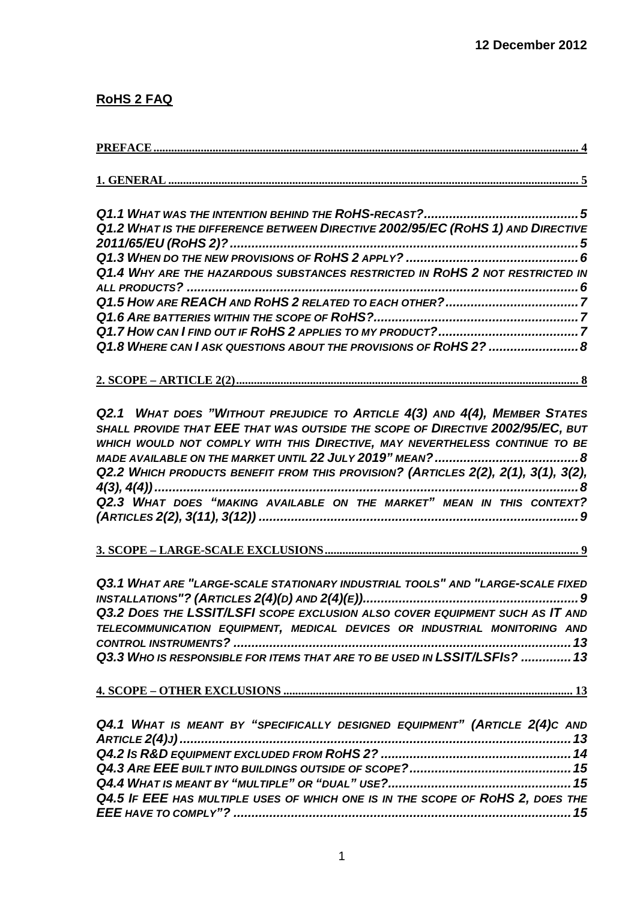12 December 2012

**RoHS 2 FAQ**

**PREFACE** ..... 4

**1. GENERAL** ..... 5

*Q1.1 WHAT WAS THE INTENTION BEHIND THE ROHS-RECAST?* ..... 5
*Q1.2 WHAT IS THE DIFFERENCE BETWEEN DIRECTIVE 2002/95/EC (ROHS 1) AND DIRECTIVE 2011/65/EU (ROHS 2)?* ..... 5
*Q1.3 WHEN DO THE NEW PROVISIONS OF ROHS 2 APPLY?* ..... 6
*Q1.4 WHY ARE THE HAZARDOUS SUBSTANCES RESTRICTED IN ROHS 2 NOT RESTRICTED IN ALL PRODUCTS?* ..... 6
*Q1.5 HOW ARE REACH AND ROHS 2 RELATED TO EACH OTHER?* ..... 7
*Q1.6 ARE BATTERIES WITHIN THE SCOPE OF ROHS?* ..... 7
*Q1.7 HOW CAN I FIND OUT IF ROHS 2 APPLIES TO MY PRODUCT?* ..... 7
*Q1.8 WHERE CAN I ASK QUESTIONS ABOUT THE PROVISIONS OF ROHS 2?* ..... 8

**2. SCOPE – ARTICLE 2(2)** ..... 8

*Q2.1 WHAT DOES "WITHOUT PREJUDICE TO ARTICLE 4(3) AND 4(4), MEMBER STATES SHALL PROVIDE THAT EEE THAT WAS OUTSIDE THE SCOPE OF DIRECTIVE 2002/95/EC, BUT WHICH WOULD NOT COMPLY WITH THIS DIRECTIVE, MAY NEVERTHELESS CONTINUE TO BE MADE AVAILABLE ON THE MARKET UNTIL 22 JULY 2019" MEAN?* ..... 8
*Q2.2 WHICH PRODUCTS BENEFIT FROM THIS PROVISION? (ARTICLES 2(2), 2(1), 3(1), 3(2), 4(3), 4(4))* ..... 8
*Q2.3 WHAT DOES "MAKING AVAILABLE ON THE MARKET" MEAN IN THIS CONTEXT? (ARTICLES 2(2), 3(11), 3(12))* ..... 9

**3. SCOPE – LARGE-SCALE EXCLUSIONS** ..... 9

*Q3.1 WHAT ARE "LARGE-SCALE STATIONARY INDUSTRIAL TOOLS" AND "LARGE-SCALE FIXED INSTALLATIONS"? (ARTICLES 2(4)(D) AND 2(4)(E))* ..... 9
*Q3.2 DOES THE LSSIT/LSFI SCOPE EXCLUSION ALSO COVER EQUIPMENT SUCH AS IT AND TELECOMMUNICATION EQUIPMENT, MEDICAL DEVICES OR INDUSTRIAL MONITORING AND CONTROL INSTRUMENTS?* ..... 13
*Q3.3 WHO IS RESPONSIBLE FOR ITEMS THAT ARE TO BE USED IN LSSIT/LSFIS?* ..... 13

**4. SCOPE – OTHER EXCLUSIONS** ..... 13

*Q4.1 WHAT IS MEANT BY "SPECIFICALLY DESIGNED EQUIPMENT" (ARTICLE 2(4)C AND ARTICLE 2(4)J)* ..... 13
*Q4.2 IS R&D EQUIPMENT EXCLUDED FROM ROHS 2?* ..... 14
*Q4.3 ARE EEE BUILT INTO BUILDINGS OUTSIDE OF SCOPE?* ..... 15
*Q4.4 WHAT IS MEANT BY "MULTIPLE" OR "DUAL" USE?* ..... 15
*Q4.5 IF EEE HAS MULTIPLE USES OF WHICH ONE IS IN THE SCOPE OF ROHS 2, DOES THE EEE HAVE TO COMPLY"?* ..... 15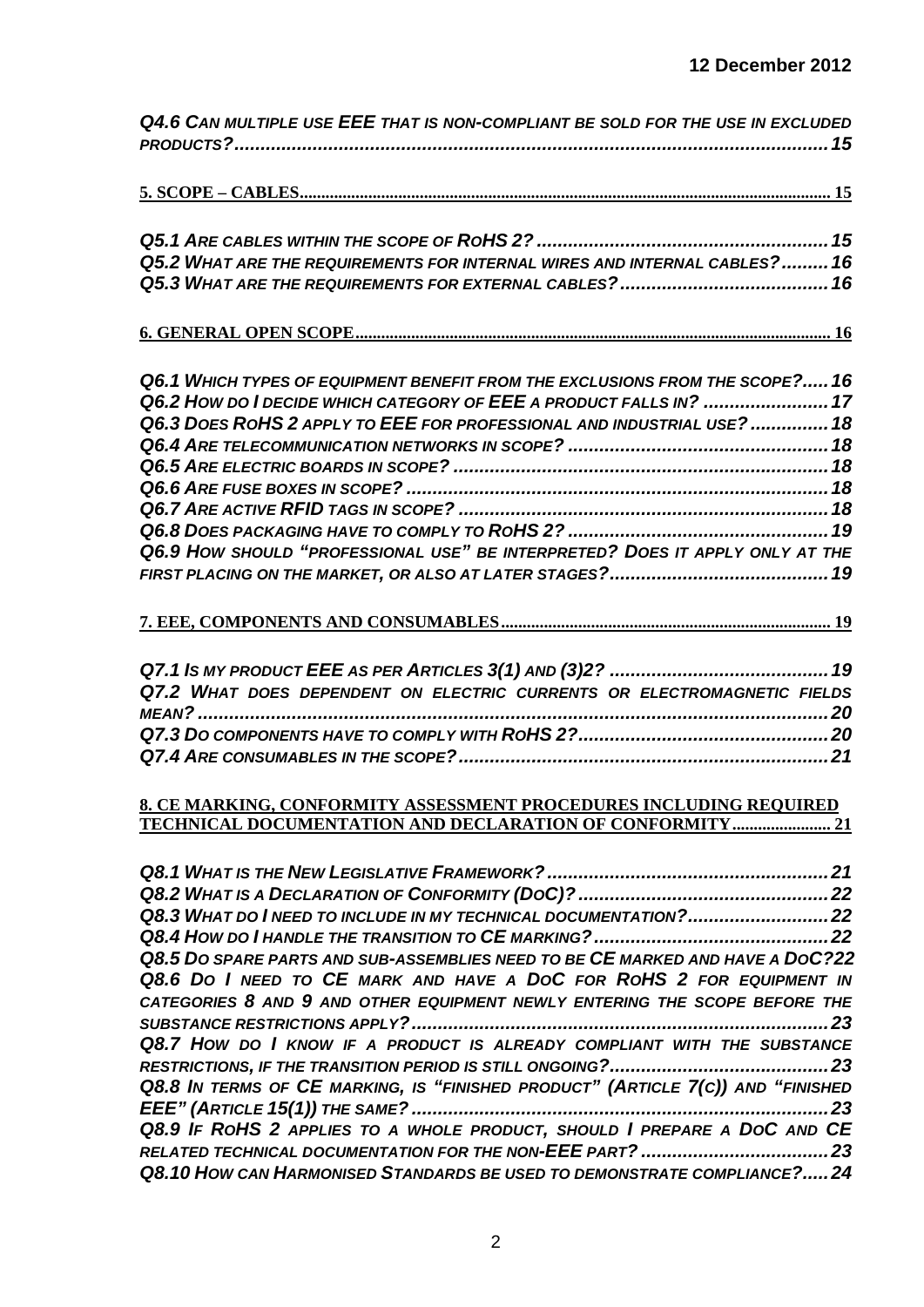*Q4.6 Can multiple use EEE that is non-compliant be sold for the use in excluded products? ..... 15*

**5. SCOPE – CABLES ..... 15**

*Q5.1 Are cables within the scope of RoHS 2? ..... 15*
*Q5.2 What are the requirements for internal wires and internal cables? ..... 16*
*Q5.3 What are the requirements for external cables? ..... 16*

**6. GENERAL OPEN SCOPE ..... 16**

*Q6.1 Which types of equipment benefit from the exclusions from the scope? ..... 16*
*Q6.2 How do I decide which category of EEE a product falls in? ..... 17*
*Q6.3 Does RoHS 2 apply to EEE for professional and industrial use? ..... 18*
*Q6.4 Are telecommunication networks in scope? ..... 18*
*Q6.5 Are electric boards in scope? ..... 18*
*Q6.6 Are fuse boxes in scope? ..... 18*
*Q6.7 Are active RFID tags in scope? ..... 18*
*Q6.8 Does packaging have to comply to RoHS 2? ..... 19*
*Q6.9 How should "professional use" be interpreted? Does it apply only at the first placing on the market, or also at later stages? ..... 19*

**7. EEE, COMPONENTS AND CONSUMABLES ..... 19**

*Q7.1 Is my product EEE as per Articles 3(1) and (3)2? ..... 19*
*Q7.2 What does dependent on electric currents or electromagnetic fields mean? ..... 20*
*Q7.3 Do components have to comply with RoHS 2? ..... 20*
*Q7.4 Are consumables in the scope? ..... 21*

**8. CE MARKING, CONFORMITY ASSESSMENT PROCEDURES INCLUDING REQUIRED TECHNICAL DOCUMENTATION AND DECLARATION OF CONFORMITY ..... 21**

*Q8.1 What is the New Legislative Framework? ..... 21*
*Q8.2 What is a Declaration of Conformity (DoC)? ..... 22*
*Q8.3 What do I need to include in my technical documentation? ..... 22*
*Q8.4 How do I handle the transition to CE marking? ..... 22*
*Q8.5 Do spare parts and sub-assemblies need to be CE marked and have a DoC? ..... 22*
*Q8.6 Do I need to CE mark and have a DoC for RoHS 2 for equipment in categories 8 and 9 and other equipment newly entering the scope before the substance restrictions apply? ..... 23*
*Q8.7 How do I know if a product is already compliant with the substance restrictions, if the transition period is still ongoing? ..... 23*
*Q8.8 In terms of CE marking, is "finished product" (Article 7(c)) and "finished EEE" (Article 15(1)) the same? ..... 23*
*Q8.9 If RoHS 2 applies to a whole product, should I prepare a DoC and CE related technical documentation for the non-EEE part? ..... 23*
*Q8.10 How can Harmonised Standards be used to demonstrate compliance? ..... 24*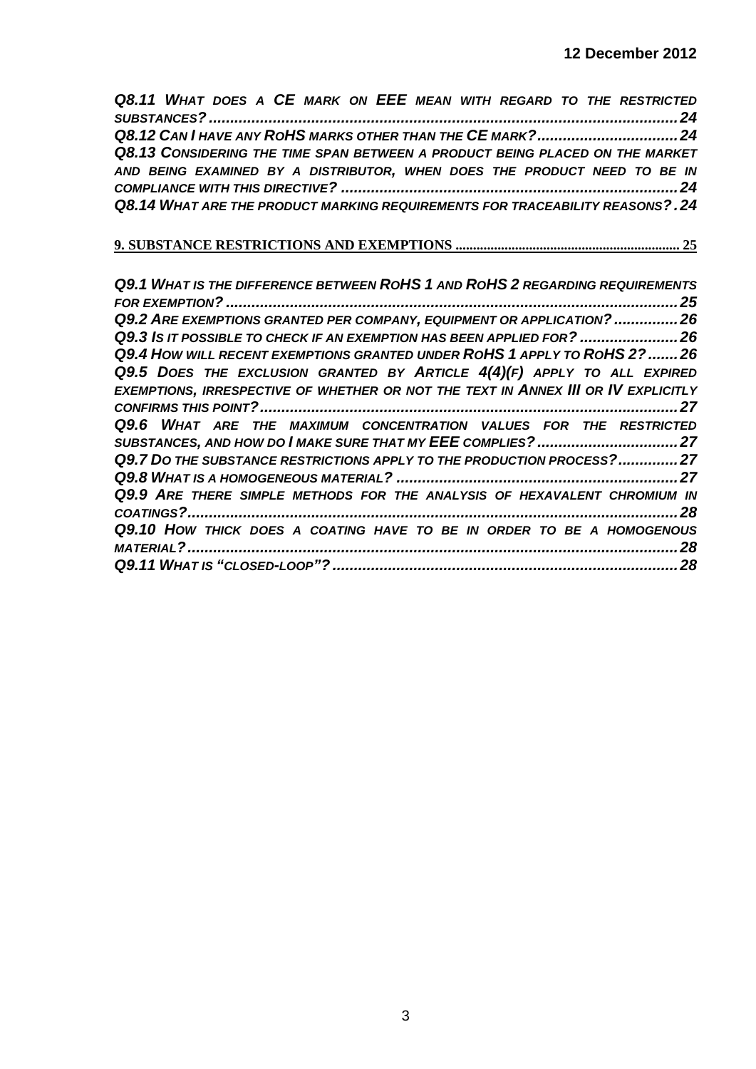*Q8.11 What does a CE mark on EEE mean with regard to the restricted substances?* ........ 24

*Q8.12 Can I have any RoHS marks other than the CE mark?* ........ 24

*Q8.13 Considering the time span between a product being placed on the market and being examined by a distributor, when does the product need to be in compliance with this directive?* ........ 24

*Q8.14 What are the product marking requirements for traceability reasons?* ........ 24

**9. SUBSTANCE RESTRICTIONS AND EXEMPTIONS** ........ 25

*Q9.1 What is the difference between RoHS 1 and RoHS 2 regarding requirements for exemption?* ........ 25

*Q9.2 Are exemptions granted per company, equipment or application?* ........ 26

*Q9.3 Is it possible to check if an exemption has been applied for?* ........ 26

*Q9.4 How will recent exemptions granted under RoHS 1 apply to RoHS 2?* ........ 26

*Q9.5 Does the exclusion granted by Article 4(4)(f) apply to all expired exemptions, irrespective of whether or not the text in Annex III or IV explicitly confirms this point?* ........ 27

*Q9.6 What are the maximum concentration values for the restricted substances, and how do I make sure that my EEE complies?* ........ 27

*Q9.7 Do the substance restrictions apply to the production process?* ........ 27

*Q9.8 What is a homogeneous material?* ........ 27

*Q9.9 Are there simple methods for the analysis of hexavalent chromium in coatings?* ........ 28

*Q9.10 How thick does a coating have to be in order to be a homogenous material?* ........ 28

*Q9.11 What is "closed-loop"?* ........ 28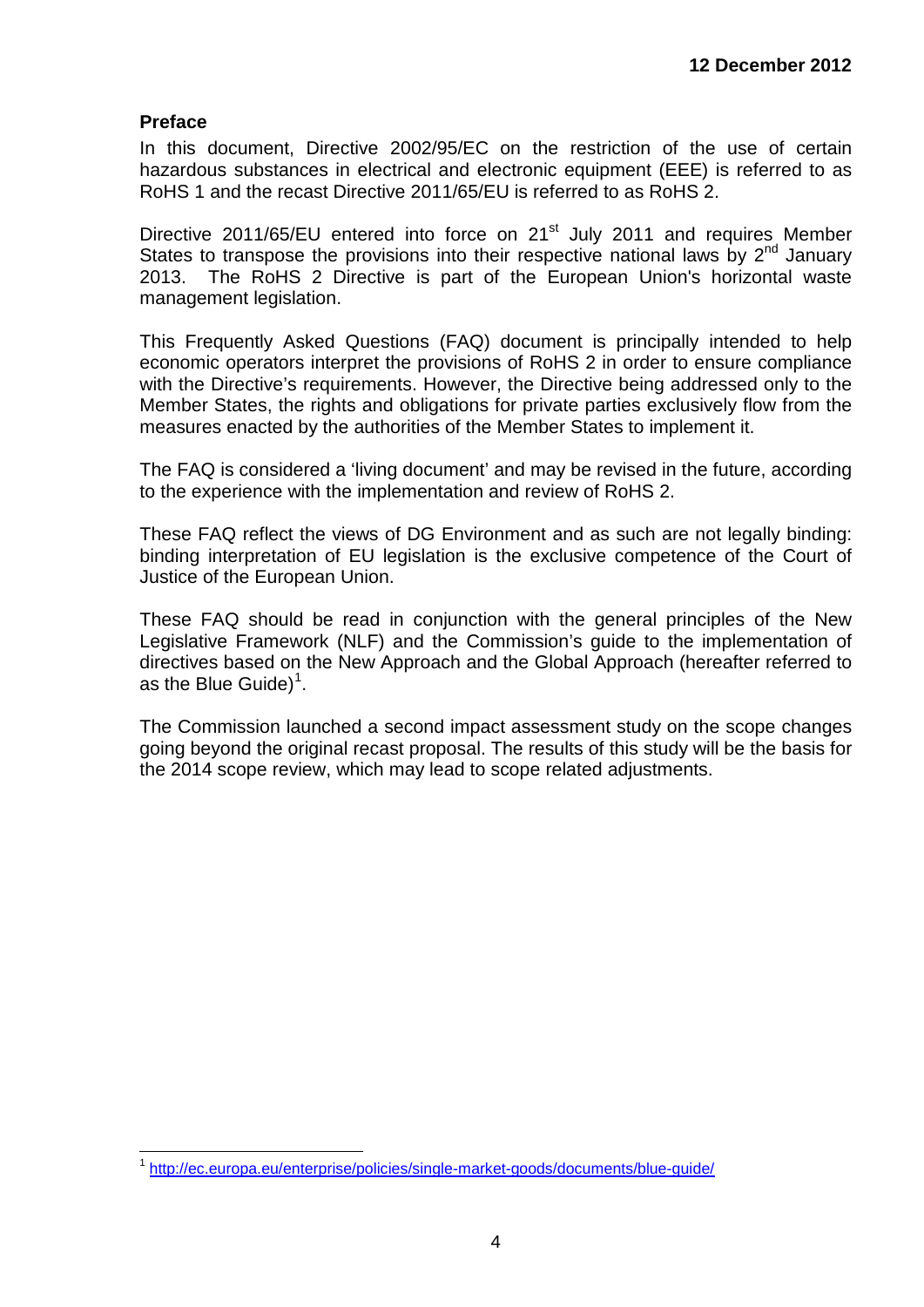**12 December 2012**

## Preface

In this document, Directive 2002/95/EC on the restriction of the use of certain hazardous substances in electrical and electronic equipment (EEE) is referred to as RoHS 1 and the recast Directive 2011/65/EU is referred to as RoHS 2.

Directive 2011/65/EU entered into force on 21st July 2011 and requires Member States to transpose the provisions into their respective national laws by 2nd January 2013. The RoHS 2 Directive is part of the European Union's horizontal waste management legislation.

This Frequently Asked Questions (FAQ) document is principally intended to help economic operators interpret the provisions of RoHS 2 in order to ensure compliance with the Directive's requirements. However, the Directive being addressed only to the Member States, the rights and obligations for private parties exclusively flow from the measures enacted by the authorities of the Member States to implement it.

The FAQ is considered a 'living document' and may be revised in the future, according to the experience with the implementation and review of RoHS 2.

These FAQ reflect the views of DG Environment and as such are not legally binding: binding interpretation of EU legislation is the exclusive competence of the Court of Justice of the European Union.

These FAQ should be read in conjunction with the general principles of the New Legislative Framework (NLF) and the Commission's guide to the implementation of directives based on the New Approach and the Global Approach (hereafter referred to as the Blue Guide)[1].

The Commission launched a second impact assessment study on the scope changes going beyond the original recast proposal. The results of this study will be the basis for the 2014 scope review, which may lead to scope related adjustments.

---

[1] http://ec.europa.eu/enterprise/policies/single-market-goods/documents/blue-guide/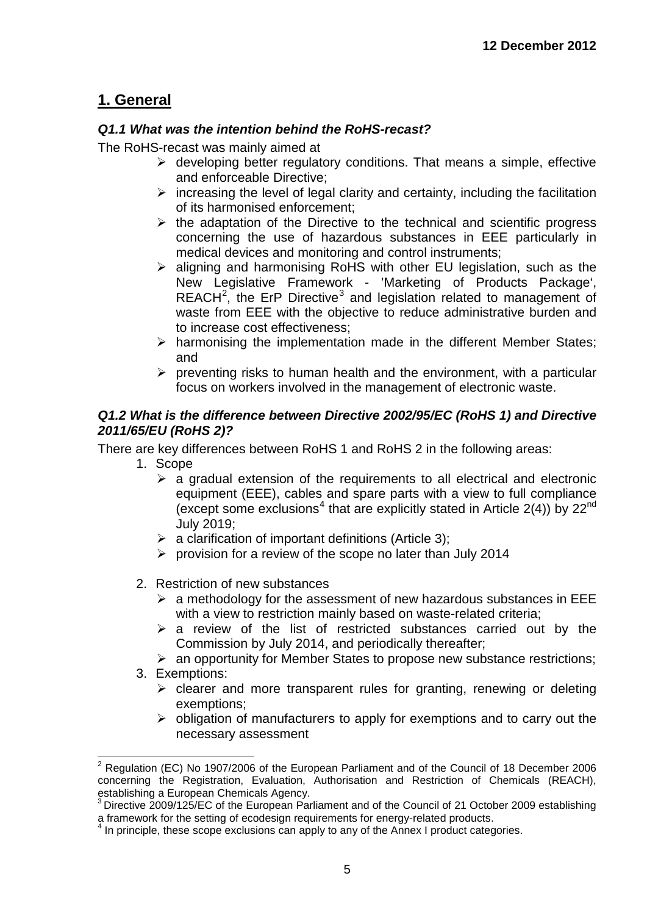**12 December 2012**

## 1. General

***Q1.1 What was the intention behind the RoHS-recast?***

The RoHS-recast was mainly aimed at

- developing better regulatory conditions. That means a simple, effective and enforceable Directive;
- increasing the level of legal clarity and certainty, including the facilitation of its harmonised enforcement;
- the adaptation of the Directive to the technical and scientific progress concerning the use of hazardous substances in EEE particularly in medical devices and monitoring and control instruments;
- aligning and harmonising RoHS with other EU legislation, such as the New Legislative Framework - 'Marketing of Products Package', REACH[2], the ErP Directive[3] and legislation related to management of waste from EEE with the objective to reduce administrative burden and to increase cost effectiveness;
- harmonising the implementation made in the different Member States; and
- preventing risks to human health and the environment, with a particular focus on workers involved in the management of electronic waste.

***Q1.2 What is the difference between Directive 2002/95/EC (RoHS 1) and Directive 2011/65/EU (RoHS 2)?***

There are key differences between RoHS 1 and RoHS 2 in the following areas:

1. Scope
   - a gradual extension of the requirements to all electrical and electronic equipment (EEE), cables and spare parts with a view to full compliance (except some exclusions[4] that are explicitly stated in Article 2(4)) by 22nd July 2019;
   - a clarification of important definitions (Article 3);
   - provision for a review of the scope no later than July 2014

2. Restriction of new substances
   - a methodology for the assessment of new hazardous substances in EEE with a view to restriction mainly based on waste-related criteria;
   - a review of the list of restricted substances carried out by the Commission by July 2014, and periodically thereafter;
   - an opportunity for Member States to propose new substance restrictions;

3. Exemptions:
   - clearer and more transparent rules for granting, renewing or deleting exemptions;
   - obligation of manufacturers to apply for exemptions and to carry out the necessary assessment

---

[2] Regulation (EC) No 1907/2006 of the European Parliament and of the Council of 18 December 2006 concerning the Registration, Evaluation, Authorisation and Restriction of Chemicals (REACH), establishing a European Chemicals Agency.

[3] Directive 2009/125/EC of the European Parliament and of the Council of 21 October 2009 establishing a framework for the setting of ecodesign requirements for energy-related products.

[4] In principle, these scope exclusions can apply to any of the Annex I product categories.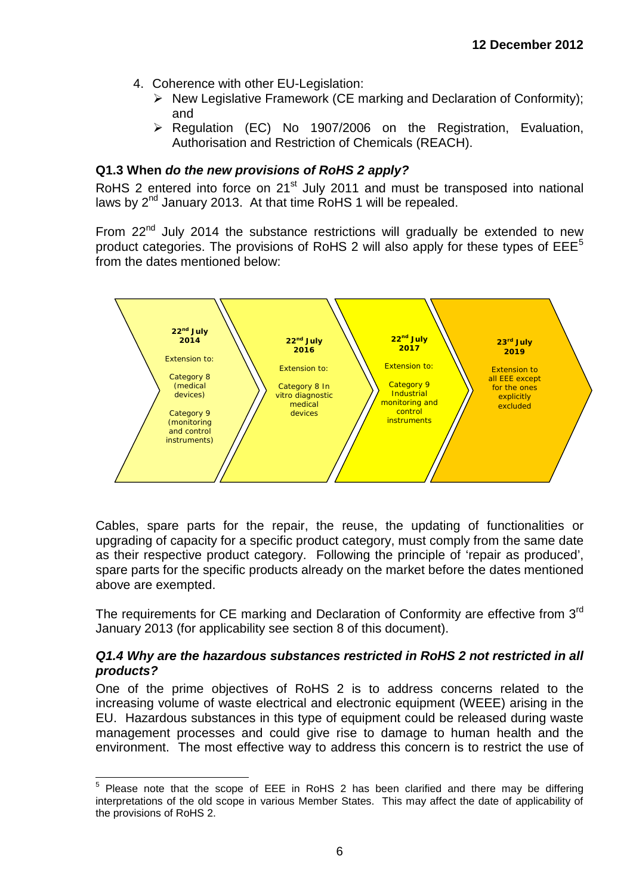4. Coherence with other EU-Legislation:
   - New Legislative Framework (CE marking and Declaration of Conformity); and
   - Regulation (EC) No 1907/2006 on the Registration, Evaluation, Authorisation and Restriction of Chemicals (REACH).

### Q1.3 When *do the new provisions of RoHS 2 apply?*

RoHS 2 entered into force on 21st July 2011 and must be transposed into national laws by 2nd January 2013. At that time RoHS 1 will be repealed.

From 22nd July 2014 the substance restrictions will gradually be extended to new product categories. The provisions of RoHS 2 will also apply for these types of EEE[5] from the dates mentioned below:

| 22nd July 2014 | 22nd July 2016 | 22nd July 2017 | 23rd July 2019 |
|---|---|---|---|
| Extension to: Category 8 (medical devices) Category 9 (monitoring and control instruments) | Extension to: Category 8 In vitro diagnostic medical devices | Extension to: Category 9 Industrial monitoring and control instruments | Extension to all EEE except for the ones explicitly excluded |

Cables, spare parts for the repair, the reuse, the updating of functionalities or upgrading of capacity for a specific product category, must comply from the same date as their respective product category. Following the principle of 'repair as produced', spare parts for the specific products already on the market before the dates mentioned above are exempted.

The requirements for CE marking and Declaration of Conformity are effective from 3rd January 2013 (for applicability see section 8 of this document).

### *Q1.4 Why are the hazardous substances restricted in RoHS 2 not restricted in all products?*

One of the prime objectives of RoHS 2 is to address concerns related to the increasing volume of waste electrical and electronic equipment (WEEE) arising in the EU. Hazardous substances in this type of equipment could be released during waste management processes and could give rise to damage to human health and the environment. The most effective way to address this concern is to restrict the use of

---

[5] Please note that the scope of EEE in RoHS 2 has been clarified and there may be differing interpretations of the old scope in various Member States. This may affect the date of applicability of the provisions of RoHS 2.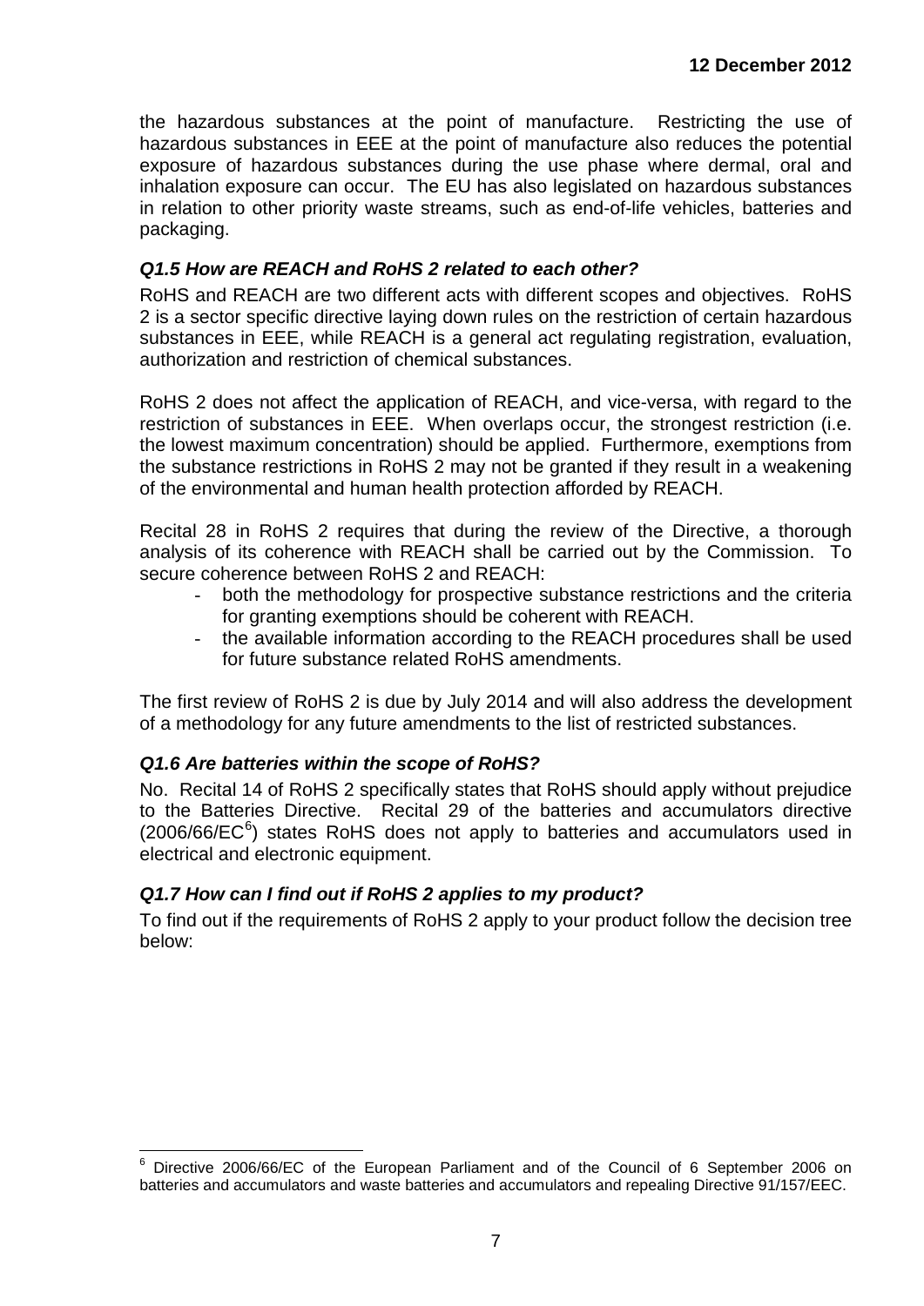the hazardous substances at the point of manufacture. Restricting the use of hazardous substances in EEE at the point of manufacture also reduces the potential exposure of hazardous substances during the use phase where dermal, oral and inhalation exposure can occur. The EU has also legislated on hazardous substances in relation to other priority waste streams, such as end-of-life vehicles, batteries and packaging.

### *Q1.5 How are REACH and RoHS 2 related to each other?*

RoHS and REACH are two different acts with different scopes and objectives. RoHS 2 is a sector specific directive laying down rules on the restriction of certain hazardous substances in EEE, while REACH is a general act regulating registration, evaluation, authorization and restriction of chemical substances.

RoHS 2 does not affect the application of REACH, and vice-versa, with regard to the restriction of substances in EEE. When overlaps occur, the strongest restriction (i.e. the lowest maximum concentration) should be applied. Furthermore, exemptions from the substance restrictions in RoHS 2 may not be granted if they result in a weakening of the environmental and human health protection afforded by REACH.

Recital 28 in RoHS 2 requires that during the review of the Directive, a thorough analysis of its coherence with REACH shall be carried out by the Commission. To secure coherence between RoHS 2 and REACH:

- both the methodology for prospective substance restrictions and the criteria for granting exemptions should be coherent with REACH.
- the available information according to the REACH procedures shall be used for future substance related RoHS amendments.

The first review of RoHS 2 is due by July 2014 and will also address the development of a methodology for any future amendments to the list of restricted substances.

### *Q1.6 Are batteries within the scope of RoHS?*

No. Recital 14 of RoHS 2 specifically states that RoHS should apply without prejudice to the Batteries Directive. Recital 29 of the batteries and accumulators directive (2006/66/EC[6]) states RoHS does not apply to batteries and accumulators used in electrical and electronic equipment.

### *Q1.7 How can I find out if RoHS 2 applies to my product?*

To find out if the requirements of RoHS 2 apply to your product follow the decision tree below:

[6] Directive 2006/66/EC of the European Parliament and of the Council of 6 September 2006 on batteries and accumulators and waste batteries and accumulators and repealing Directive 91/157/EEC.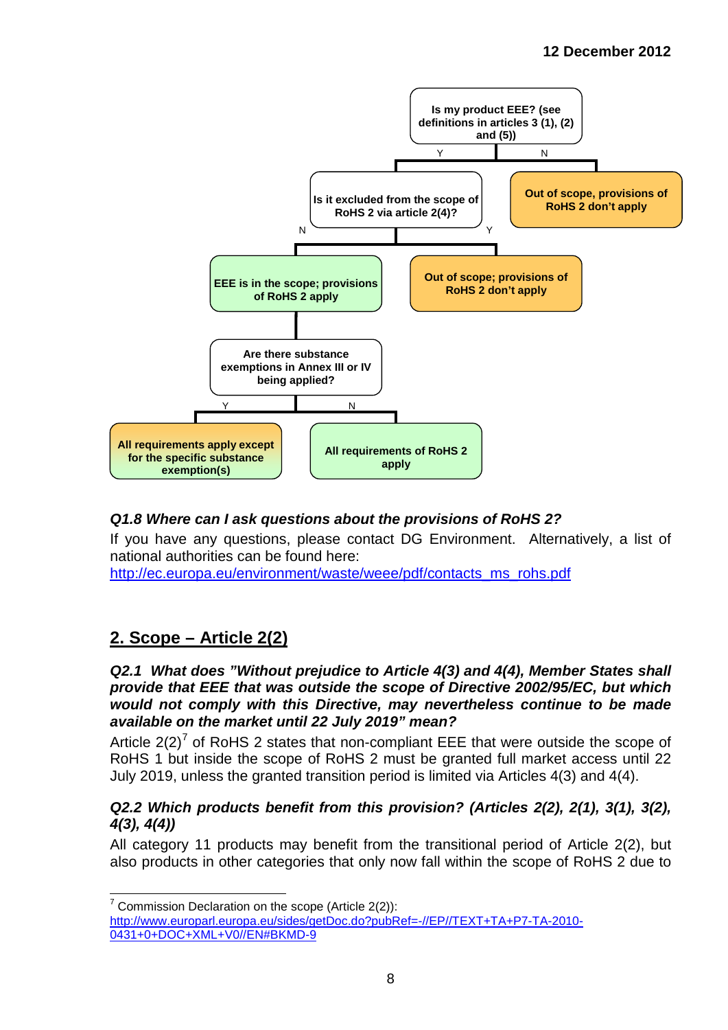**Is my product EEE? (see definitions in articles 3 (1), (2) and (5))**

- **N** → Out of scope, provisions of RoHS 2 don't apply
- **Y** → **Is it excluded from the scope of RoHS 2 via article 2(4)?**
  - **Y** → Out of scope; provisions of RoHS 2 don't apply
  - **N** → EEE is in the scope; provisions of RoHS 2 apply
    - **Are there substance exemptions in Annex III or IV being applied?**
      - **Y** → All requirements apply except for the specific substance exemption(s)
      - **N** → All requirements of RoHS 2 apply

### *Q1.8 Where can I ask questions about the provisions of RoHS 2?*

If you have any questions, please contact DG Environment. Alternatively, a list of national authorities can be found here: http://ec.europa.eu/environment/waste/weee/pdf/contacts_ms_rohs.pdf

## 2. Scope – Article 2(2)

### *Q2.1 What does "Without prejudice to Article 4(3) and 4(4), Member States shall provide that EEE that was outside the scope of Directive 2002/95/EC, but which would not comply with this Directive, may nevertheless continue to be made available on the market until 22 July 2019" mean?*

Article 2(2)[7] of RoHS 2 states that non-compliant EEE that were outside the scope of RoHS 1 but inside the scope of RoHS 2 must be granted full market access until 22 July 2019, unless the granted transition period is limited via Articles 4(3) and 4(4).

### *Q2.2 Which products benefit from this provision? (Articles 2(2), 2(1), 3(1), 3(2), 4(3), 4(4))*

All category 11 products may benefit from the transitional period of Article 2(2), but also products in other categories that only now fall within the scope of RoHS 2 due to

---

[7] Commission Declaration on the scope (Article 2(2)): http://www.europarl.europa.eu/sides/getDoc.do?pubRef=-//EP//TEXT+TA+P7-TA-2010-0431+0+DOC+XML+V0//EN#BKMD-9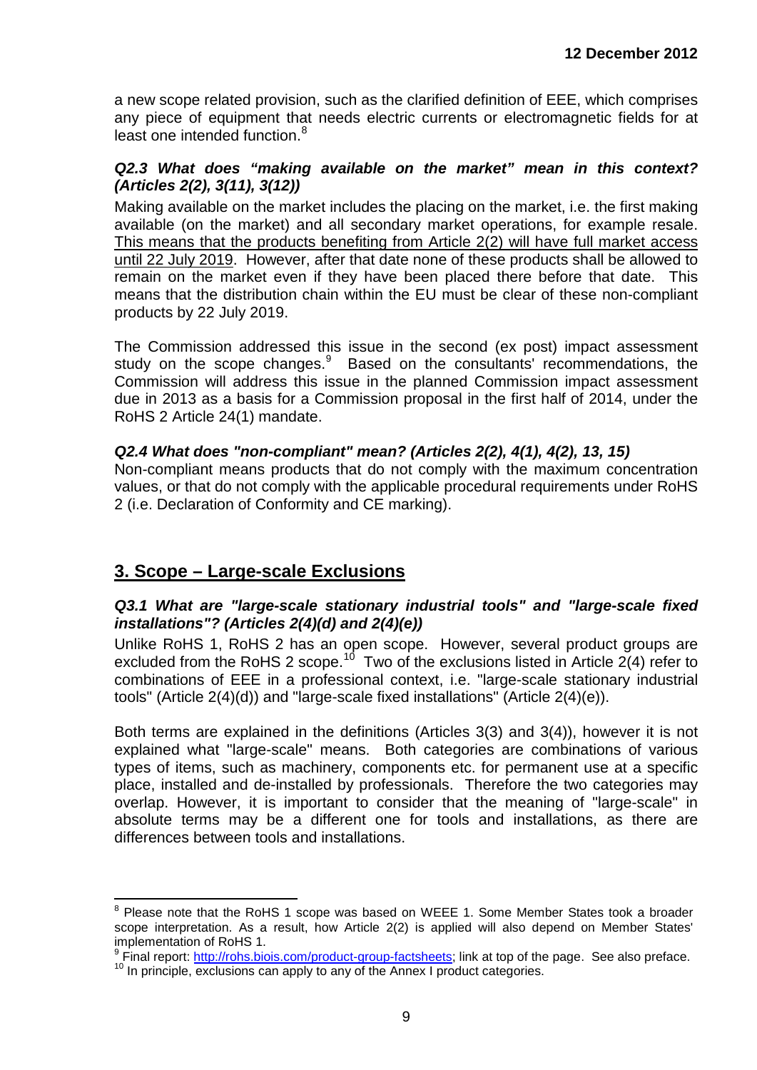a new scope related provision, such as the clarified definition of EEE, which comprises any piece of equipment that needs electric currents or electromagnetic fields for at least one intended function.[8]

***Q2.3 What does "making available on the market" mean in this context? (Articles 2(2), 3(11), 3(12))***

Making available on the market includes the placing on the market, i.e. the first making available (on the market) and all secondary market operations, for example resale. <u>This means that the products benefiting from Article 2(2) will have full market access until 22 July 2019</u>. However, after that date none of these products shall be allowed to remain on the market even if they have been placed there before that date. This means that the distribution chain within the EU must be clear of these non-compliant products by 22 July 2019.

The Commission addressed this issue in the second (ex post) impact assessment study on the scope changes.[9] Based on the consultants' recommendations, the Commission will address this issue in the planned Commission impact assessment due in 2013 as a basis for a Commission proposal in the first half of 2014, under the RoHS 2 Article 24(1) mandate.

***Q2.4 What does "non-compliant" mean? (Articles 2(2), 4(1), 4(2), 13, 15)***

Non-compliant means products that do not comply with the maximum concentration values, or that do not comply with the applicable procedural requirements under RoHS 2 (i.e. Declaration of Conformity and CE marking).

## 3. Scope – Large-scale Exclusions

***Q3.1 What are "large-scale stationary industrial tools" and "large-scale fixed installations"? (Articles 2(4)(d) and 2(4)(e))***

Unlike RoHS 1, RoHS 2 has an open scope. However, several product groups are excluded from the RoHS 2 scope.[10] Two of the exclusions listed in Article 2(4) refer to combinations of EEE in a professional context, i.e. "large-scale stationary industrial tools" (Article 2(4)(d)) and "large-scale fixed installations" (Article 2(4)(e)).

Both terms are explained in the definitions (Articles 3(3) and 3(4)), however it is not explained what "large-scale" means. Both categories are combinations of various types of items, such as machinery, components etc. for permanent use at a specific place, installed and de-installed by professionals. Therefore the two categories may overlap. However, it is important to consider that the meaning of "large-scale" in absolute terms may be a different one for tools and installations, as there are differences between tools and installations.

---

[8] Please note that the RoHS 1 scope was based on WEEE 1. Some Member States took a broader scope interpretation. As a result, how Article 2(2) is applied will also depend on Member States' implementation of RoHS 1.

[9] Final report: http://rohs.biois.com/product-group-factsheets; link at top of the page. See also preface.

[10] In principle, exclusions can apply to any of the Annex I product categories.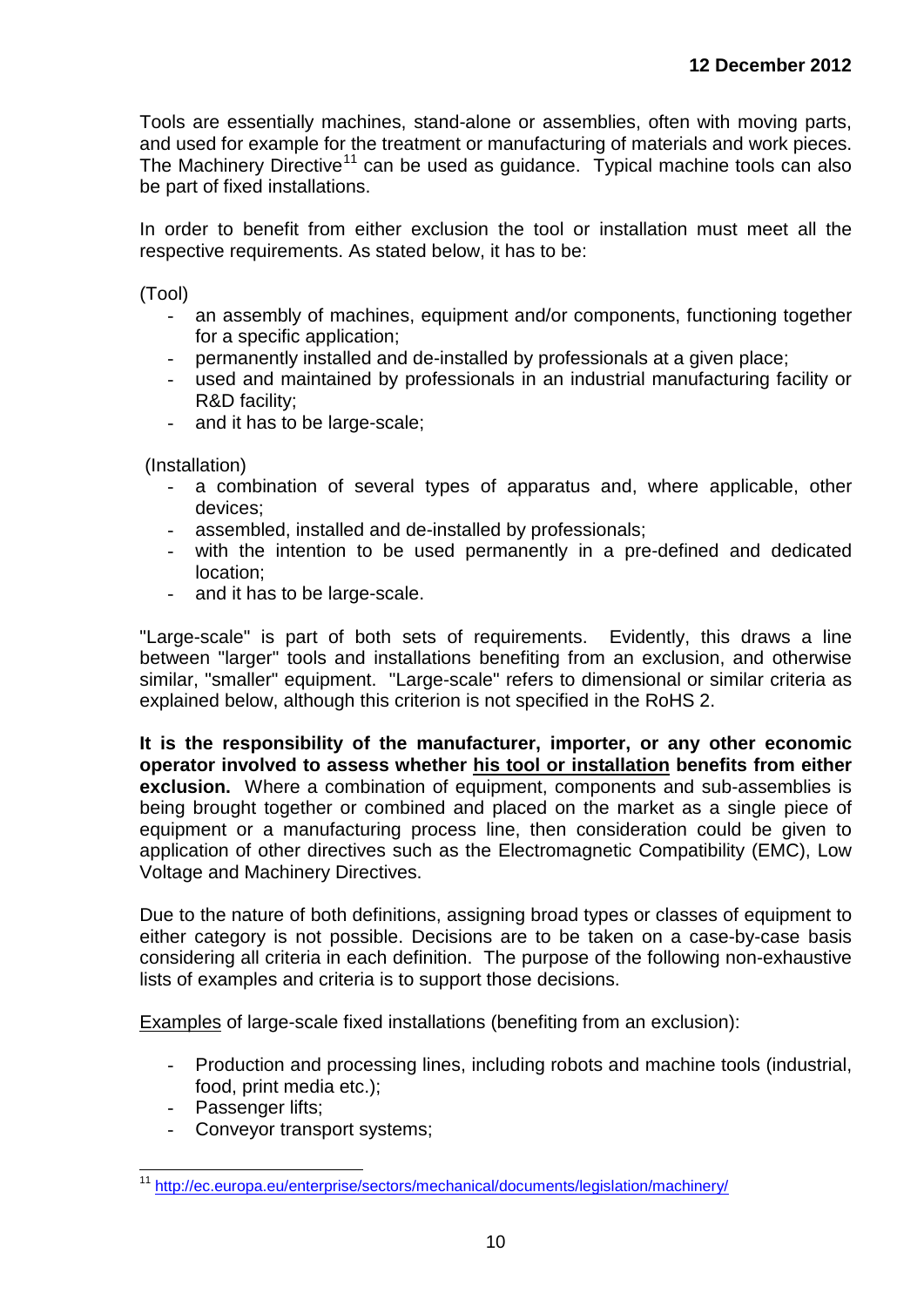Tools are essentially machines, stand-alone or assemblies, often with moving parts, and used for example for the treatment or manufacturing of materials and work pieces. The Machinery Directive[11] can be used as guidance. Typical machine tools can also be part of fixed installations.

In order to benefit from either exclusion the tool or installation must meet all the respective requirements. As stated below, it has to be:

(Tool)

- an assembly of machines, equipment and/or components, functioning together for a specific application;
- permanently installed and de-installed by professionals at a given place;
- used and maintained by professionals in an industrial manufacturing facility or R&D facility;
- and it has to be large-scale;

(Installation)

- a combination of several types of apparatus and, where applicable, other devices;
- assembled, installed and de-installed by professionals;
- with the intention to be used permanently in a pre-defined and dedicated location;
- and it has to be large-scale.

"Large-scale" is part of both sets of requirements. Evidently, this draws a line between "larger" tools and installations benefiting from an exclusion, and otherwise similar, "smaller" equipment. "Large-scale" refers to dimensional or similar criteria as explained below, although this criterion is not specified in the RoHS 2.

**It is the responsibility of the manufacturer, importer, or any other economic operator involved to assess whether his tool or installation benefits from either exclusion.** Where a combination of equipment, components and sub-assemblies is being brought together or combined and placed on the market as a single piece of equipment or a manufacturing process line, then consideration could be given to application of other directives such as the Electromagnetic Compatibility (EMC), Low Voltage and Machinery Directives.

Due to the nature of both definitions, assigning broad types or classes of equipment to either category is not possible. Decisions are to be taken on a case-by-case basis considering all criteria in each definition. The purpose of the following non-exhaustive lists of examples and criteria is to support those decisions.

Examples of large-scale fixed installations (benefiting from an exclusion):

- Production and processing lines, including robots and machine tools (industrial, food, print media etc.);
- Passenger lifts;
- Conveyor transport systems;

[11] http://ec.europa.eu/enterprise/sectors/mechanical/documents/legislation/machinery/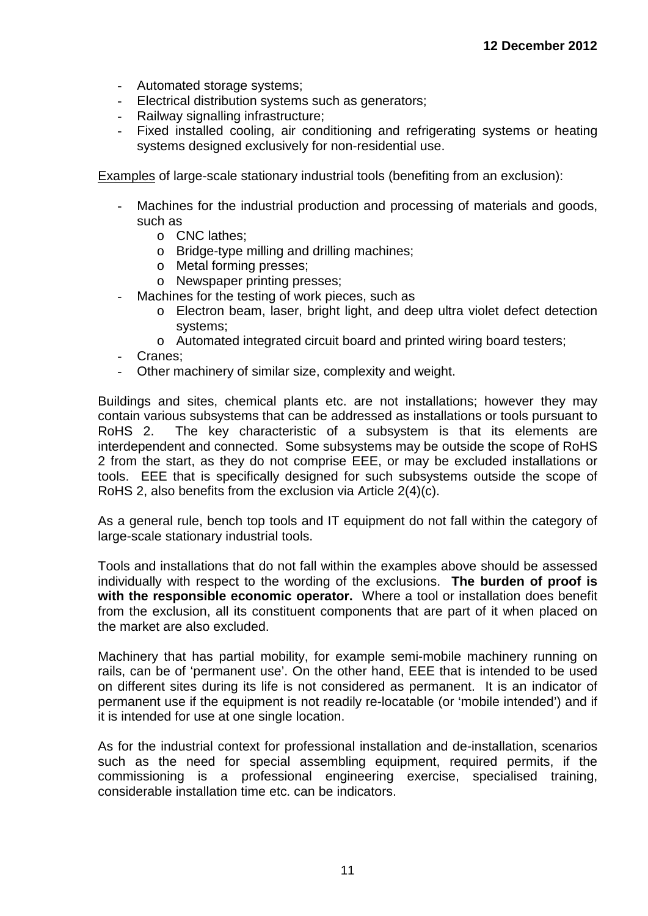- Automated storage systems;
- Electrical distribution systems such as generators;
- Railway signalling infrastructure;
- Fixed installed cooling, air conditioning and refrigerating systems or heating systems designed exclusively for non-residential use.

Examples of large-scale stationary industrial tools (benefiting from an exclusion):

- Machines for the industrial production and processing of materials and goods, such as
  - CNC lathes;
  - Bridge-type milling and drilling machines;
  - Metal forming presses;
  - Newspaper printing presses;
- Machines for the testing of work pieces, such as
  - Electron beam, laser, bright light, and deep ultra violet defect detection systems;
  - Automated integrated circuit board and printed wiring board testers;
- Cranes;
- Other machinery of similar size, complexity and weight.

Buildings and sites, chemical plants etc. are not installations; however they may contain various subsystems that can be addressed as installations or tools pursuant to RoHS 2. The key characteristic of a subsystem is that its elements are interdependent and connected. Some subsystems may be outside the scope of RoHS 2 from the start, as they do not comprise EEE, or may be excluded installations or tools. EEE that is specifically designed for such subsystems outside the scope of RoHS 2, also benefits from the exclusion via Article 2(4)(c).

As a general rule, bench top tools and IT equipment do not fall within the category of large-scale stationary industrial tools.

Tools and installations that do not fall within the examples above should be assessed individually with respect to the wording of the exclusions. **The burden of proof is with the responsible economic operator.** Where a tool or installation does benefit from the exclusion, all its constituent components that are part of it when placed on the market are also excluded.

Machinery that has partial mobility, for example semi-mobile machinery running on rails, can be of 'permanent use'. On the other hand, EEE that is intended to be used on different sites during its life is not considered as permanent. It is an indicator of permanent use if the equipment is not readily re-locatable (or 'mobile intended') and if it is intended for use at one single location.

As for the industrial context for professional installation and de-installation, scenarios such as the need for special assembling equipment, required permits, if the commissioning is a professional engineering exercise, specialised training, considerable installation time etc. can be indicators.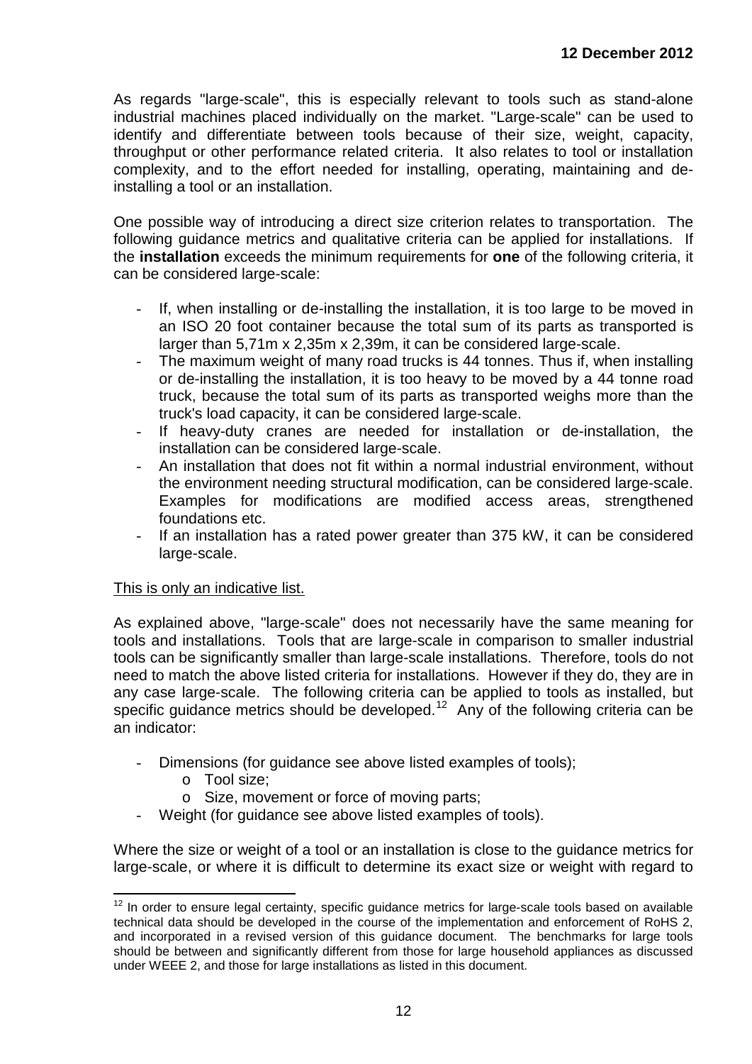As regards "large-scale", this is especially relevant to tools such as stand-alone industrial machines placed individually on the market. "Large-scale" can be used to identify and differentiate between tools because of their size, weight, capacity, throughput or other performance related criteria. It also relates to tool or installation complexity, and to the effort needed for installing, operating, maintaining and de-installing a tool or an installation.

One possible way of introducing a direct size criterion relates to transportation. The following guidance metrics and qualitative criteria can be applied for installations. If the **installation** exceeds the minimum requirements for **one** of the following criteria, it can be considered large-scale:

- If, when installing or de-installing the installation, it is too large to be moved in an ISO 20 foot container because the total sum of its parts as transported is larger than 5,71m x 2,35m x 2,39m, it can be considered large-scale.
- The maximum weight of many road trucks is 44 tonnes. Thus if, when installing or de-installing the installation, it is too heavy to be moved by a 44 tonne road truck, because the total sum of its parts as transported weighs more than the truck's load capacity, it can be considered large-scale.
- If heavy-duty cranes are needed for installation or de-installation, the installation can be considered large-scale.
- An installation that does not fit within a normal industrial environment, without the environment needing structural modification, can be considered large-scale. Examples for modifications are modified access areas, strengthened foundations etc.
- If an installation has a rated power greater than 375 kW, it can be considered large-scale.

This is only an indicative list.

As explained above, "large-scale" does not necessarily have the same meaning for tools and installations. Tools that are large-scale in comparison to smaller industrial tools can be significantly smaller than large-scale installations. Therefore, tools do not need to match the above listed criteria for installations. However if they do, they are in any case large-scale. The following criteria can be applied to tools as installed, but specific guidance metrics should be developed.[12] Any of the following criteria can be an indicator:

- Dimensions (for guidance see above listed examples of tools);
  - Tool size;
  - Size, movement or force of moving parts;
- Weight (for guidance see above listed examples of tools).

Where the size or weight of a tool or an installation is close to the guidance metrics for large-scale, or where it is difficult to determine its exact size or weight with regard to

[12] In order to ensure legal certainty, specific guidance metrics for large-scale tools based on available technical data should be developed in the course of the implementation and enforcement of RoHS 2, and incorporated in a revised version of this guidance document. The benchmarks for large tools should be between and significantly different from those for large household appliances as discussed under WEEE 2, and those for large installations as listed in this document.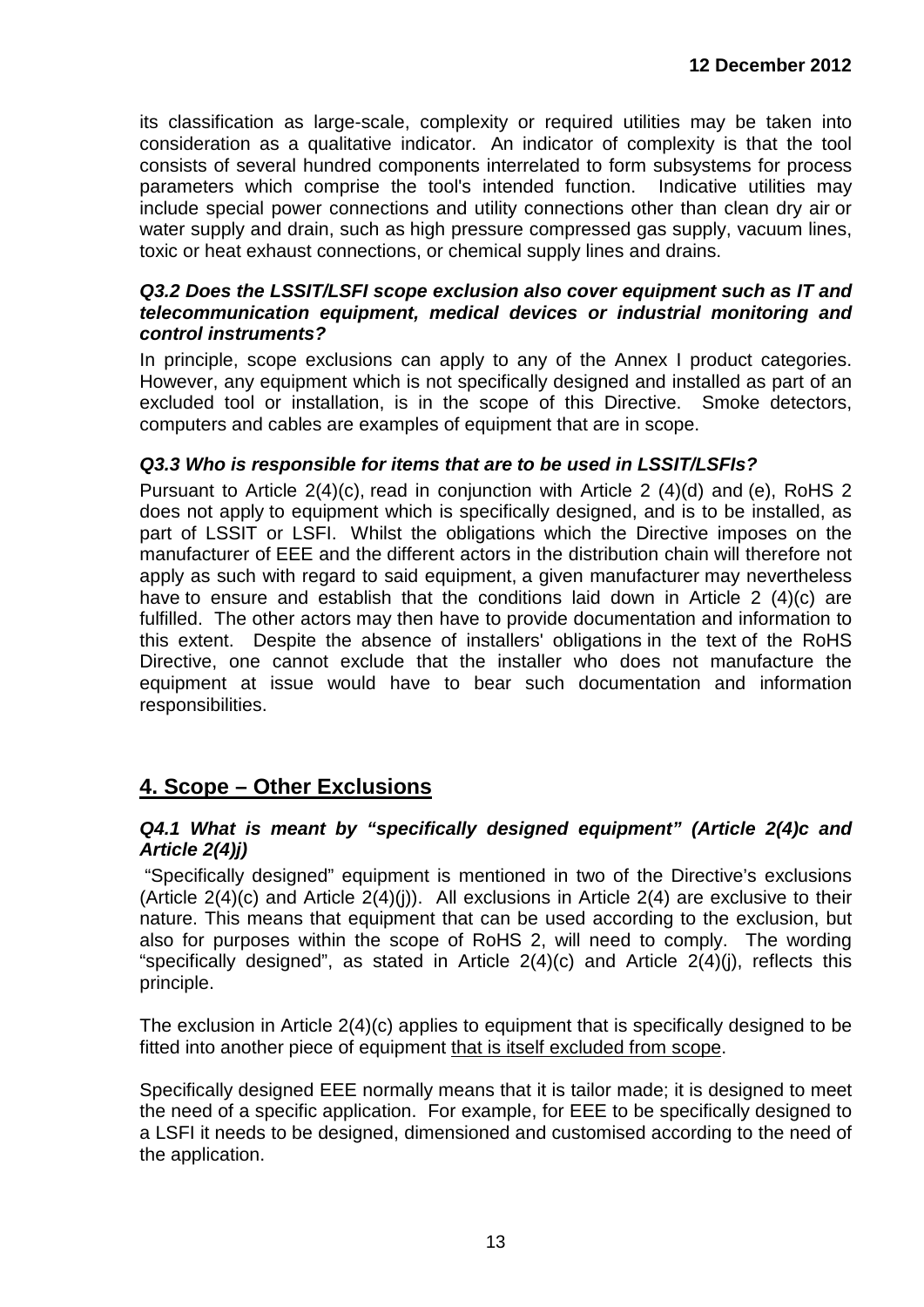its classification as large-scale, complexity or required utilities may be taken into consideration as a qualitative indicator. An indicator of complexity is that the tool consists of several hundred components interrelated to form subsystems for process parameters which comprise the tool's intended function. Indicative utilities may include special power connections and utility connections other than clean dry air or water supply and drain, such as high pressure compressed gas supply, vacuum lines, toxic or heat exhaust connections, or chemical supply lines and drains.

***Q3.2 Does the LSSIT/LSFI scope exclusion also cover equipment such as IT and telecommunication equipment, medical devices or industrial monitoring and control instruments?***

In principle, scope exclusions can apply to any of the Annex I product categories. However, any equipment which is not specifically designed and installed as part of an excluded tool or installation, is in the scope of this Directive. Smoke detectors, computers and cables are examples of equipment that are in scope.

***Q3.3 Who is responsible for items that are to be used in LSSIT/LSFIs?***

Pursuant to Article 2(4)(c), read in conjunction with Article 2 (4)(d) and (e), RoHS 2 does not apply to equipment which is specifically designed, and is to be installed, as part of LSSIT or LSFI. Whilst the obligations which the Directive imposes on the manufacturer of EEE and the different actors in the distribution chain will therefore not apply as such with regard to said equipment, a given manufacturer may nevertheless have to ensure and establish that the conditions laid down in Article 2 (4)(c) are fulfilled. The other actors may then have to provide documentation and information to this extent. Despite the absence of installers' obligations in the text of the RoHS Directive, one cannot exclude that the installer who does not manufacture the equipment at issue would have to bear such documentation and information responsibilities.

## 4. Scope – Other Exclusions

***Q4.1 What is meant by "specifically designed equipment" (Article 2(4)c and Article 2(4)j)***

"Specifically designed" equipment is mentioned in two of the Directive's exclusions (Article 2(4)(c) and Article 2(4)(j)). All exclusions in Article 2(4) are exclusive to their nature. This means that equipment that can be used according to the exclusion, but also for purposes within the scope of RoHS 2, will need to comply. The wording "specifically designed", as stated in Article 2(4)(c) and Article 2(4)(j), reflects this principle.

The exclusion in Article 2(4)(c) applies to equipment that is specifically designed to be fitted into another piece of equipment that is itself excluded from scope.

Specifically designed EEE normally means that it is tailor made; it is designed to meet the need of a specific application. For example, for EEE to be specifically designed to a LSFI it needs to be designed, dimensioned and customised according to the need of the application.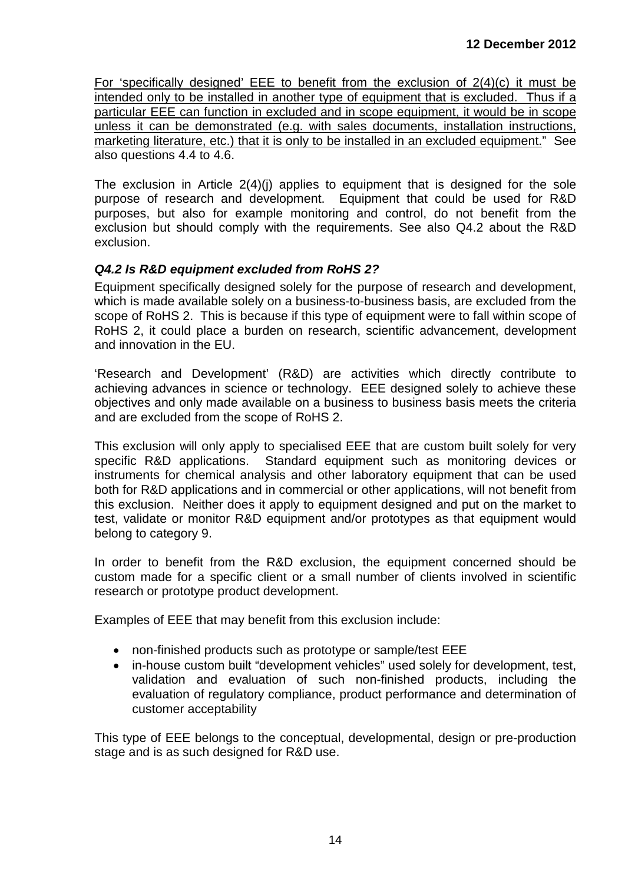For 'specifically designed' EEE to benefit from the exclusion of 2(4)(c) it must be intended only to be installed in another type of equipment that is excluded. Thus if a particular EEE can function in excluded and in scope equipment, it would be in scope unless it can be demonstrated (e.g. with sales documents, installation instructions, marketing literature, etc.) that it is only to be installed in an excluded equipment." See also questions 4.4 to 4.6.

The exclusion in Article 2(4)(j) applies to equipment that is designed for the sole purpose of research and development. Equipment that could be used for R&D purposes, but also for example monitoring and control, do not benefit from the exclusion but should comply with the requirements. See also Q4.2 about the R&D exclusion.

### *Q4.2 Is R&D equipment excluded from RoHS 2?*

Equipment specifically designed solely for the purpose of research and development, which is made available solely on a business-to-business basis, are excluded from the scope of RoHS 2. This is because if this type of equipment were to fall within scope of RoHS 2, it could place a burden on research, scientific advancement, development and innovation in the EU.

'Research and Development' (R&D) are activities which directly contribute to achieving advances in science or technology. EEE designed solely to achieve these objectives and only made available on a business to business basis meets the criteria and are excluded from the scope of RoHS 2.

This exclusion will only apply to specialised EEE that are custom built solely for very specific R&D applications. Standard equipment such as monitoring devices or instruments for chemical analysis and other laboratory equipment that can be used both for R&D applications and in commercial or other applications, will not benefit from this exclusion. Neither does it apply to equipment designed and put on the market to test, validate or monitor R&D equipment and/or prototypes as that equipment would belong to category 9.

In order to benefit from the R&D exclusion, the equipment concerned should be custom made for a specific client or a small number of clients involved in scientific research or prototype product development.

Examples of EEE that may benefit from this exclusion include:

- non-finished products such as prototype or sample/test EEE
- in-house custom built "development vehicles" used solely for development, test, validation and evaluation of such non-finished products, including the evaluation of regulatory compliance, product performance and determination of customer acceptability

This type of EEE belongs to the conceptual, developmental, design or pre-production stage and is as such designed for R&D use.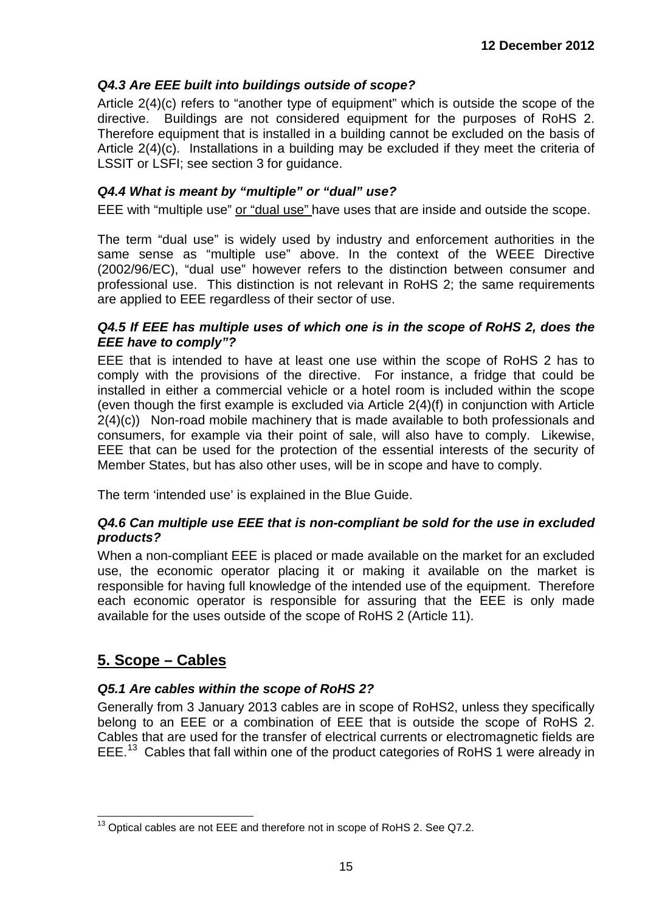### *Q4.3 Are EEE built into buildings outside of scope?*

Article 2(4)(c) refers to "another type of equipment" which is outside the scope of the directive. Buildings are not considered equipment for the purposes of RoHS 2. Therefore equipment that is installed in a building cannot be excluded on the basis of Article 2(4)(c). Installations in a building may be excluded if they meet the criteria of LSSIT or LSFI; see section 3 for guidance.

### *Q4.4 What is meant by "multiple" or "dual" use?*

EEE with "multiple use" or "dual use" have uses that are inside and outside the scope.

The term "dual use" is widely used by industry and enforcement authorities in the same sense as "multiple use" above. In the context of the WEEE Directive (2002/96/EC), "dual use" however refers to the distinction between consumer and professional use. This distinction is not relevant in RoHS 2; the same requirements are applied to EEE regardless of their sector of use.

### *Q4.5 If EEE has multiple uses of which one is in the scope of RoHS 2, does the EEE have to comply"?*

EEE that is intended to have at least one use within the scope of RoHS 2 has to comply with the provisions of the directive. For instance, a fridge that could be installed in either a commercial vehicle or a hotel room is included within the scope (even though the first example is excluded via Article 2(4)(f) in conjunction with Article 2(4)(c)) Non-road mobile machinery that is made available to both professionals and consumers, for example via their point of sale, will also have to comply. Likewise, EEE that can be used for the protection of the essential interests of the security of Member States, but has also other uses, will be in scope and have to comply.

The term 'intended use' is explained in the Blue Guide.

### *Q4.6 Can multiple use EEE that is non-compliant be sold for the use in excluded products?*

When a non-compliant EEE is placed or made available on the market for an excluded use, the economic operator placing it or making it available on the market is responsible for having full knowledge of the intended use of the equipment. Therefore each economic operator is responsible for assuring that the EEE is only made available for the uses outside of the scope of RoHS 2 (Article 11).

## 5. Scope – Cables

### *Q5.1 Are cables within the scope of RoHS 2?*

Generally from 3 January 2013 cables are in scope of RoHS2, unless they specifically belong to an EEE or a combination of EEE that is outside the scope of RoHS 2. Cables that are used for the transfer of electrical currents or electromagnetic fields are EEE.[13] Cables that fall within one of the product categories of RoHS 1 were already in

[13] Optical cables are not EEE and therefore not in scope of RoHS 2. See Q7.2.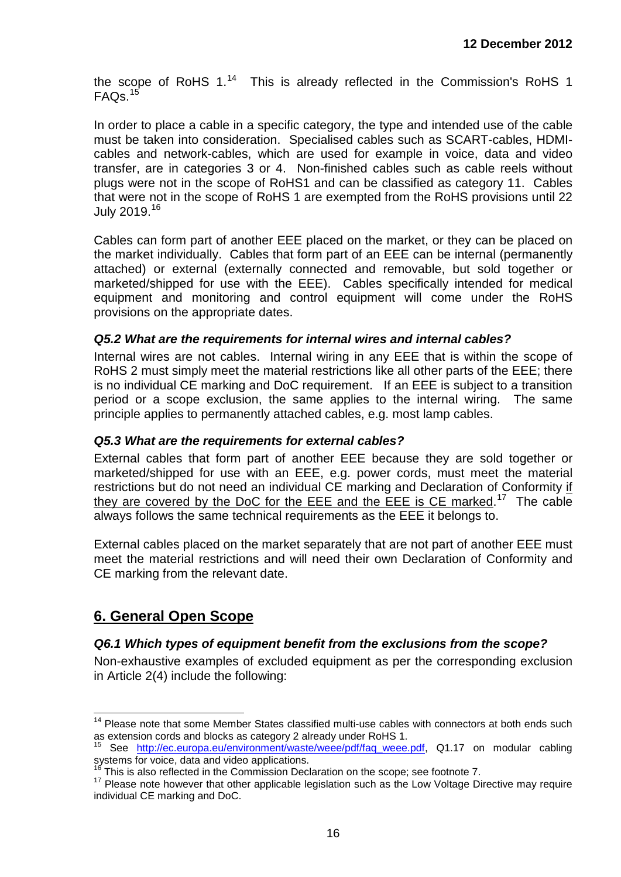the scope of RoHS 1.[14] This is already reflected in the Commission's RoHS 1 FAQs.[15]

In order to place a cable in a specific category, the type and intended use of the cable must be taken into consideration. Specialised cables such as SCART-cables, HDMI-cables and network-cables, which are used for example in voice, data and video transfer, are in categories 3 or 4. Non-finished cables such as cable reels without plugs were not in the scope of RoHS1 and can be classified as category 11. Cables that were not in the scope of RoHS 1 are exempted from the RoHS provisions until 22 July 2019.[16]

Cables can form part of another EEE placed on the market, or they can be placed on the market individually. Cables that form part of an EEE can be internal (permanently attached) or external (externally connected and removable, but sold together or marketed/shipped for use with the EEE). Cables specifically intended for medical equipment and monitoring and control equipment will come under the RoHS provisions on the appropriate dates.

### *Q5.2 What are the requirements for internal wires and internal cables?*

Internal wires are not cables. Internal wiring in any EEE that is within the scope of RoHS 2 must simply meet the material restrictions like all other parts of the EEE; there is no individual CE marking and DoC requirement. If an EEE is subject to a transition period or a scope exclusion, the same applies to the internal wiring. The same principle applies to permanently attached cables, e.g. most lamp cables.

### *Q5.3 What are the requirements for external cables?*

External cables that form part of another EEE because they are sold together or marketed/shipped for use with an EEE, e.g. power cords, must meet the material restrictions but do not need an individual CE marking and Declaration of Conformity <u>if they are covered by the DoC for the EEE and the EEE is CE marked</u>.[17] The cable always follows the same technical requirements as the EEE it belongs to.

External cables placed on the market separately that are not part of another EEE must meet the material restrictions and will need their own Declaration of Conformity and CE marking from the relevant date.

## <u>6. General Open Scope</u>

### *Q6.1 Which types of equipment benefit from the exclusions from the scope?*

Non-exhaustive examples of excluded equipment as per the corresponding exclusion in Article 2(4) include the following:

---

[14] Please note that some Member States classified multi-use cables with connectors at both ends such as extension cords and blocks as category 2 already under RoHS 1.

[15] See http://ec.europa.eu/environment/waste/weee/pdf/faq_weee.pdf, Q1.17 on modular cabling systems for voice, data and video applications.

[16] This is also reflected in the Commission Declaration on the scope; see footnote 7.

[17] Please note however that other applicable legislation such as the Low Voltage Directive may require individual CE marking and DoC.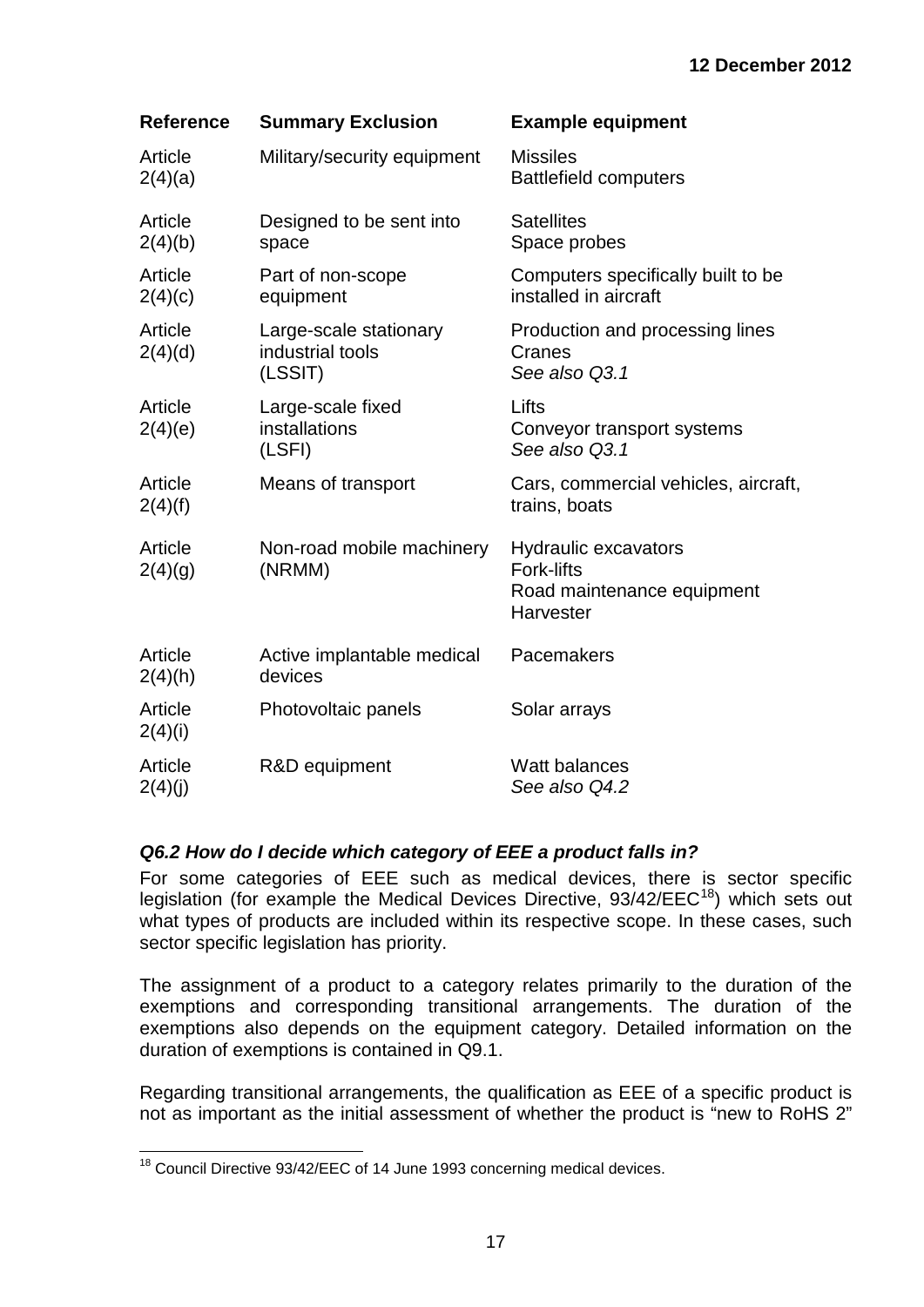| Reference | Summary Exclusion | Example equipment |
|---|---|---|
| Article 2(4)(a) | Military/security equipment | Missiles<br>Battlefield computers |
| Article 2(4)(b) | Designed to be sent into space | Satellites<br>Space probes |
| Article 2(4)(c) | Part of non-scope equipment | Computers specifically built to be installed in aircraft |
| Article 2(4)(d) | Large-scale stationary industrial tools (LSSIT) | Production and processing lines<br>Cranes<br>*See also Q3.1* |
| Article 2(4)(e) | Large-scale fixed installations (LSFI) | Lifts<br>Conveyor transport systems<br>*See also Q3.1* |
| Article 2(4)(f) | Means of transport | Cars, commercial vehicles, aircraft, trains, boats |
| Article 2(4)(g) | Non-road mobile machinery (NRMM) | Hydraulic excavators<br>Fork-lifts<br>Road maintenance equipment<br>Harvester |
| Article 2(4)(h) | Active implantable medical devices | Pacemakers |
| Article 2(4)(i) | Photovoltaic panels | Solar arrays |
| Article 2(4)(j) | R&D equipment | Watt balances<br>*See also Q4.2* |

### *Q6.2 How do I decide which category of EEE a product falls in?*

For some categories of EEE such as medical devices, there is sector specific legislation (for example the Medical Devices Directive, 93/42/EEC[18]) which sets out what types of products are included within its respective scope. In these cases, such sector specific legislation has priority.

The assignment of a product to a category relates primarily to the duration of the exemptions and corresponding transitional arrangements. The duration of the exemptions also depends on the equipment category. Detailed information on the duration of exemptions is contained in Q9.1.

Regarding transitional arrangements, the qualification as EEE of a specific product is not as important as the initial assessment of whether the product is "new to RoHS 2"

[18] Council Directive 93/42/EEC of 14 June 1993 concerning medical devices.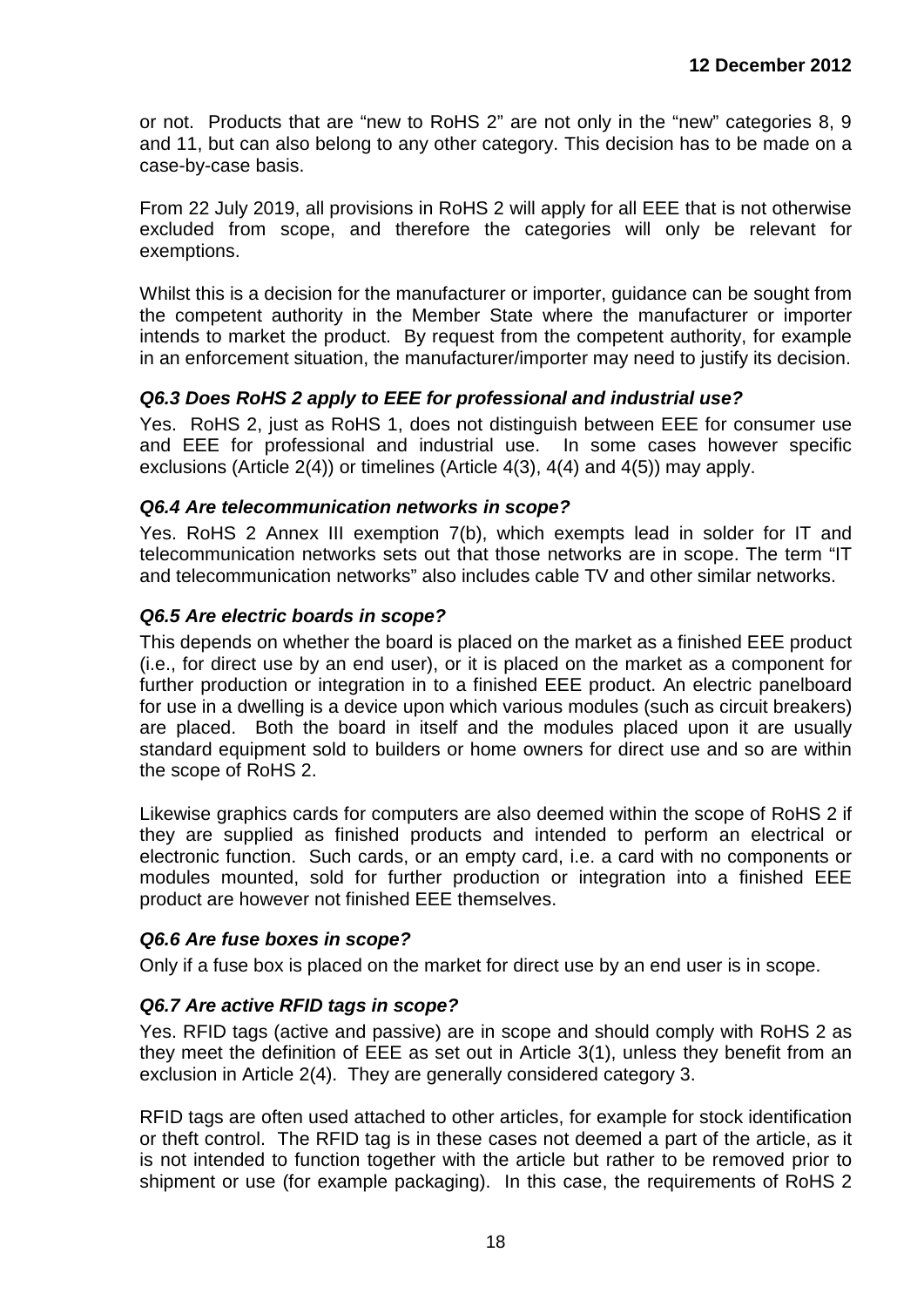or not. Products that are "new to RoHS 2" are not only in the "new" categories 8, 9 and 11, but can also belong to any other category. This decision has to be made on a case-by-case basis.

From 22 July 2019, all provisions in RoHS 2 will apply for all EEE that is not otherwise excluded from scope, and therefore the categories will only be relevant for exemptions.

Whilst this is a decision for the manufacturer or importer, guidance can be sought from the competent authority in the Member State where the manufacturer or importer intends to market the product. By request from the competent authority, for example in an enforcement situation, the manufacturer/importer may need to justify its decision.

### *Q6.3 Does RoHS 2 apply to EEE for professional and industrial use?*

Yes. RoHS 2, just as RoHS 1, does not distinguish between EEE for consumer use and EEE for professional and industrial use. In some cases however specific exclusions (Article 2(4)) or timelines (Article 4(3), 4(4) and 4(5)) may apply.

### *Q6.4 Are telecommunication networks in scope?*

Yes. RoHS 2 Annex III exemption 7(b), which exempts lead in solder for IT and telecommunication networks sets out that those networks are in scope. The term "IT and telecommunication networks" also includes cable TV and other similar networks.

### *Q6.5 Are electric boards in scope?*

This depends on whether the board is placed on the market as a finished EEE product (i.e., for direct use by an end user), or it is placed on the market as a component for further production or integration in to a finished EEE product. An electric panelboard for use in a dwelling is a device upon which various modules (such as circuit breakers) are placed. Both the board in itself and the modules placed upon it are usually standard equipment sold to builders or home owners for direct use and so are within the scope of RoHS 2.

Likewise graphics cards for computers are also deemed within the scope of RoHS 2 if they are supplied as finished products and intended to perform an electrical or electronic function. Such cards, or an empty card, i.e. a card with no components or modules mounted, sold for further production or integration into a finished EEE product are however not finished EEE themselves.

### *Q6.6 Are fuse boxes in scope?*

Only if a fuse box is placed on the market for direct use by an end user is in scope.

### *Q6.7 Are active RFID tags in scope?*

Yes. RFID tags (active and passive) are in scope and should comply with RoHS 2 as they meet the definition of EEE as set out in Article 3(1), unless they benefit from an exclusion in Article 2(4). They are generally considered category 3.

RFID tags are often used attached to other articles, for example for stock identification or theft control. The RFID tag is in these cases not deemed a part of the article, as it is not intended to function together with the article but rather to be removed prior to shipment or use (for example packaging). In this case, the requirements of RoHS 2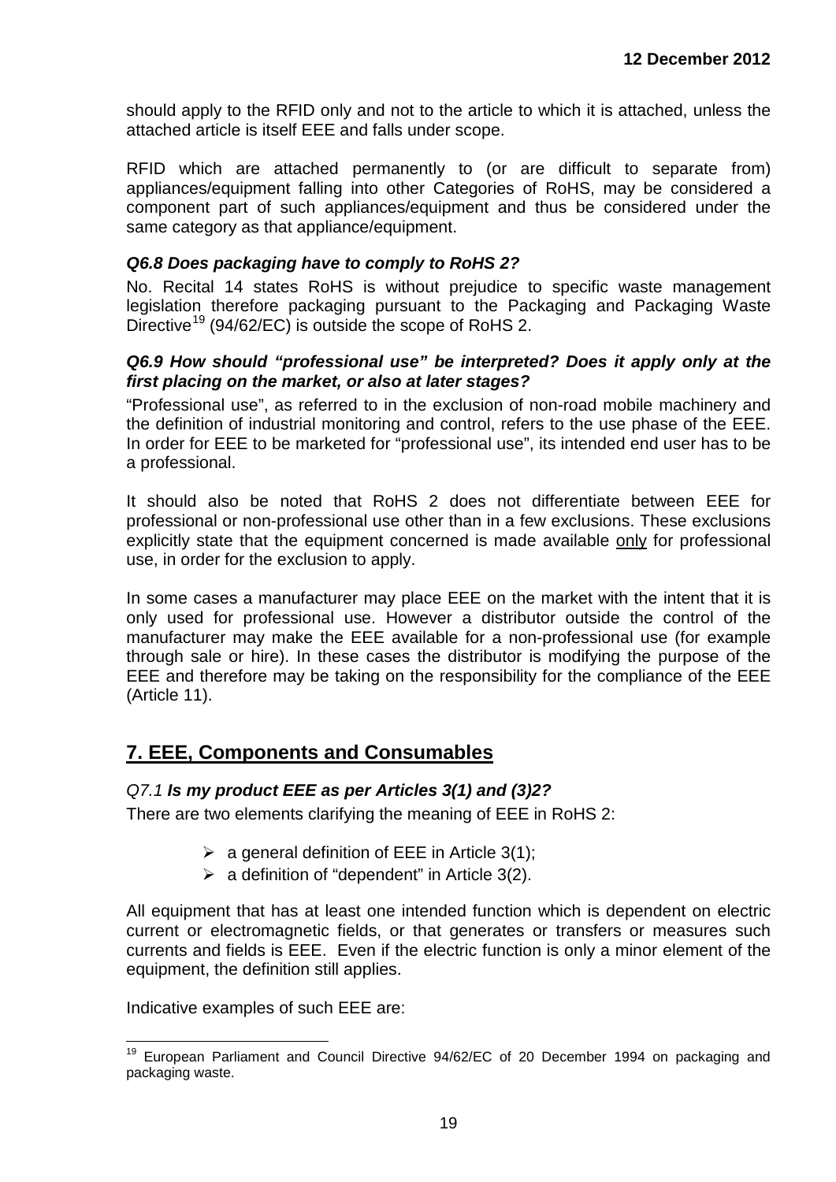should apply to the RFID only and not to the article to which it is attached, unless the attached article is itself EEE and falls under scope.

RFID which are attached permanently to (or are difficult to separate from) appliances/equipment falling into other Categories of RoHS, may be considered a component part of such appliances/equipment and thus be considered under the same category as that appliance/equipment.

### *Q6.8 Does packaging have to comply to RoHS 2?*

No. Recital 14 states RoHS is without prejudice to specific waste management legislation therefore packaging pursuant to the Packaging and Packaging Waste Directive[19] (94/62/EC) is outside the scope of RoHS 2.

### *Q6.9 How should "professional use" be interpreted? Does it apply only at the first placing on the market, or also at later stages?*

"Professional use", as referred to in the exclusion of non-road mobile machinery and the definition of industrial monitoring and control, refers to the use phase of the EEE. In order for EEE to be marketed for "professional use", its intended end user has to be a professional.

It should also be noted that RoHS 2 does not differentiate between EEE for professional or non-professional use other than in a few exclusions. These exclusions explicitly state that the equipment concerned is made available only for professional use, in order for the exclusion to apply.

In some cases a manufacturer may place EEE on the market with the intent that it is only used for professional use. However a distributor outside the control of the manufacturer may make the EEE available for a non-professional use (for example through sale or hire). In these cases the distributor is modifying the purpose of the EEE and therefore may be taking on the responsibility for the compliance of the EEE (Article 11).

## 7. EEE, Components and Consumables

### *Q7.1* ***Is my product EEE as per Articles 3(1) and (3)2?***

There are two elements clarifying the meaning of EEE in RoHS 2:

- a general definition of EEE in Article 3(1);
- a definition of "dependent" in Article 3(2).

All equipment that has at least one intended function which is dependent on electric current or electromagnetic fields, or that generates or transfers or measures such currents and fields is EEE. Even if the electric function is only a minor element of the equipment, the definition still applies.

Indicative examples of such EEE are:

[19] European Parliament and Council Directive 94/62/EC of 20 December 1994 on packaging and packaging waste.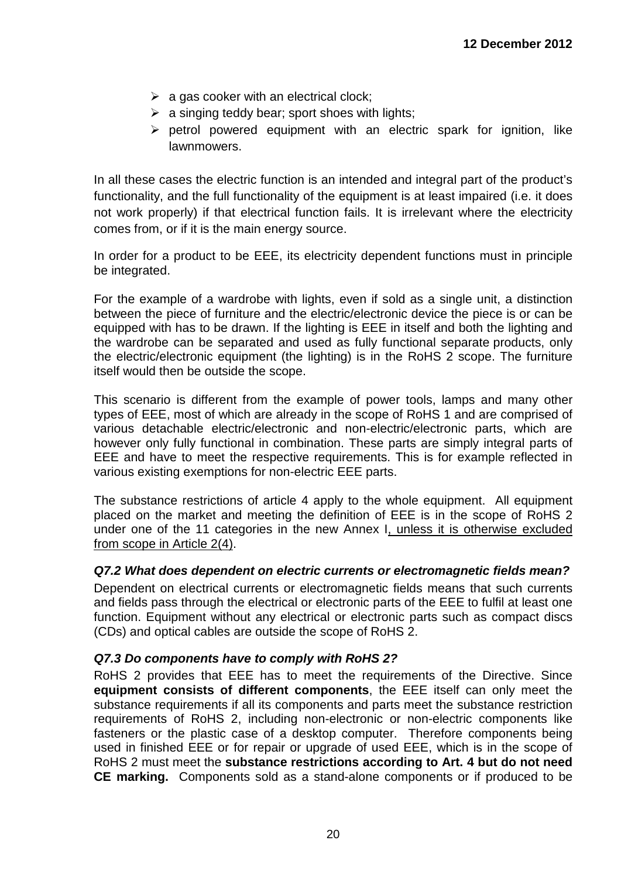- a gas cooker with an electrical clock;
- a singing teddy bear; sport shoes with lights;
- petrol powered equipment with an electric spark for ignition, like lawnmowers.

In all these cases the electric function is an intended and integral part of the product's functionality, and the full functionality of the equipment is at least impaired (i.e. it does not work properly) if that electrical function fails. It is irrelevant where the electricity comes from, or if it is the main energy source.

In order for a product to be EEE, its electricity dependent functions must in principle be integrated.

For the example of a wardrobe with lights, even if sold as a single unit, a distinction between the piece of furniture and the electric/electronic device the piece is or can be equipped with has to be drawn. If the lighting is EEE in itself and both the lighting and the wardrobe can be separated and used as fully functional separate products, only the electric/electronic equipment (the lighting) is in the RoHS 2 scope. The furniture itself would then be outside the scope.

This scenario is different from the example of power tools, lamps and many other types of EEE, most of which are already in the scope of RoHS 1 and are comprised of various detachable electric/electronic and non-electric/electronic parts, which are however only fully functional in combination. These parts are simply integral parts of EEE and have to meet the respective requirements. This is for example reflected in various existing exemptions for non-electric EEE parts.

The substance restrictions of article 4 apply to the whole equipment. All equipment placed on the market and meeting the definition of EEE is in the scope of RoHS 2 under one of the 11 categories in the new Annex I, unless it is otherwise excluded from scope in Article 2(4).

### *Q7.2 What does dependent on electric currents or electromagnetic fields mean?*

Dependent on electrical currents or electromagnetic fields means that such currents and fields pass through the electrical or electronic parts of the EEE to fulfil at least one function. Equipment without any electrical or electronic parts such as compact discs (CDs) and optical cables are outside the scope of RoHS 2.

### *Q7.3 Do components have to comply with RoHS 2?*

RoHS 2 provides that EEE has to meet the requirements of the Directive. Since **equipment consists of different components**, the EEE itself can only meet the substance requirements if all its components and parts meet the substance restriction requirements of RoHS 2, including non-electronic or non-electric components like fasteners or the plastic case of a desktop computer. Therefore components being used in finished EEE or for repair or upgrade of used EEE, which is in the scope of RoHS 2 must meet the **substance restrictions according to Art. 4 but do not need CE marking.** Components sold as a stand-alone components or if produced to be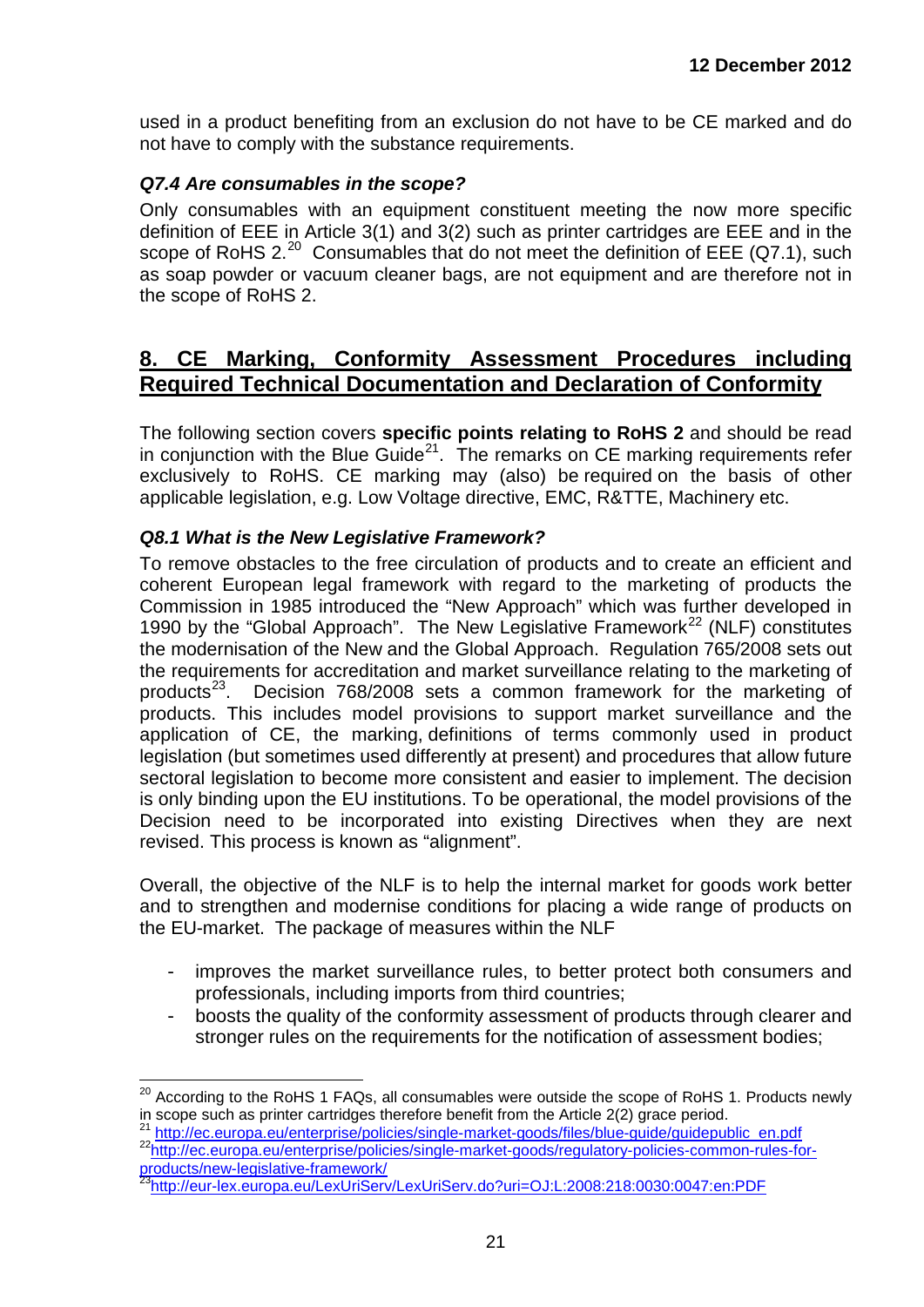used in a product benefiting from an exclusion do not have to be CE marked and do not have to comply with the substance requirements.

***Q7.4 Are consumables in the scope?***

Only consumables with an equipment constituent meeting the now more specific definition of EEE in Article 3(1) and 3(2) such as printer cartridges are EEE and in the scope of RoHS 2.[20] Consumables that do not meet the definition of EEE (Q7.1), such as soap powder or vacuum cleaner bags, are not equipment and are therefore not in the scope of RoHS 2.

## 8. CE Marking, Conformity Assessment Procedures including Required Technical Documentation and Declaration of Conformity

The following section covers **specific points relating to RoHS 2** and should be read in conjunction with the Blue Guide[21]. The remarks on CE marking requirements refer exclusively to RoHS. CE marking may (also) be required on the basis of other applicable legislation, e.g. Low Voltage directive, EMC, R&TTE, Machinery etc.

***Q8.1 What is the New Legislative Framework?***

To remove obstacles to the free circulation of products and to create an efficient and coherent European legal framework with regard to the marketing of products the Commission in 1985 introduced the "New Approach" which was further developed in 1990 by the "Global Approach". The New Legislative Framework[22] (NLF) constitutes the modernisation of the New and the Global Approach. Regulation 765/2008 sets out the requirements for accreditation and market surveillance relating to the marketing of products[23]. Decision 768/2008 sets a common framework for the marketing of products. This includes model provisions to support market surveillance and the application of CE, the marking, definitions of terms commonly used in product legislation (but sometimes used differently at present) and procedures that allow future sectoral legislation to become more consistent and easier to implement. The decision is only binding upon the EU institutions. To be operational, the model provisions of the Decision need to be incorporated into existing Directives when they are next revised. This process is known as "alignment".

Overall, the objective of the NLF is to help the internal market for goods work better and to strengthen and modernise conditions for placing a wide range of products on the EU-market. The package of measures within the NLF

- improves the market surveillance rules, to better protect both consumers and professionals, including imports from third countries;
- boosts the quality of the conformity assessment of products through clearer and stronger rules on the requirements for the notification of assessment bodies;

---

[20] According to the RoHS 1 FAQs, all consumables were outside the scope of RoHS 1. Products newly in scope such as printer cartridges therefore benefit from the Article 2(2) grace period.

[21] http://ec.europa.eu/enterprise/policies/single-market-goods/files/blue-guide/guidepublic_en.pdf

[22] http://ec.europa.eu/enterprise/policies/single-market-goods/regulatory-policies-common-rules-for-products/new-legislative-framework/

[23] http://eur-lex.europa.eu/LexUriServ/LexUriServ.do?uri=OJ:L:2008:218:0030:0047:en:PDF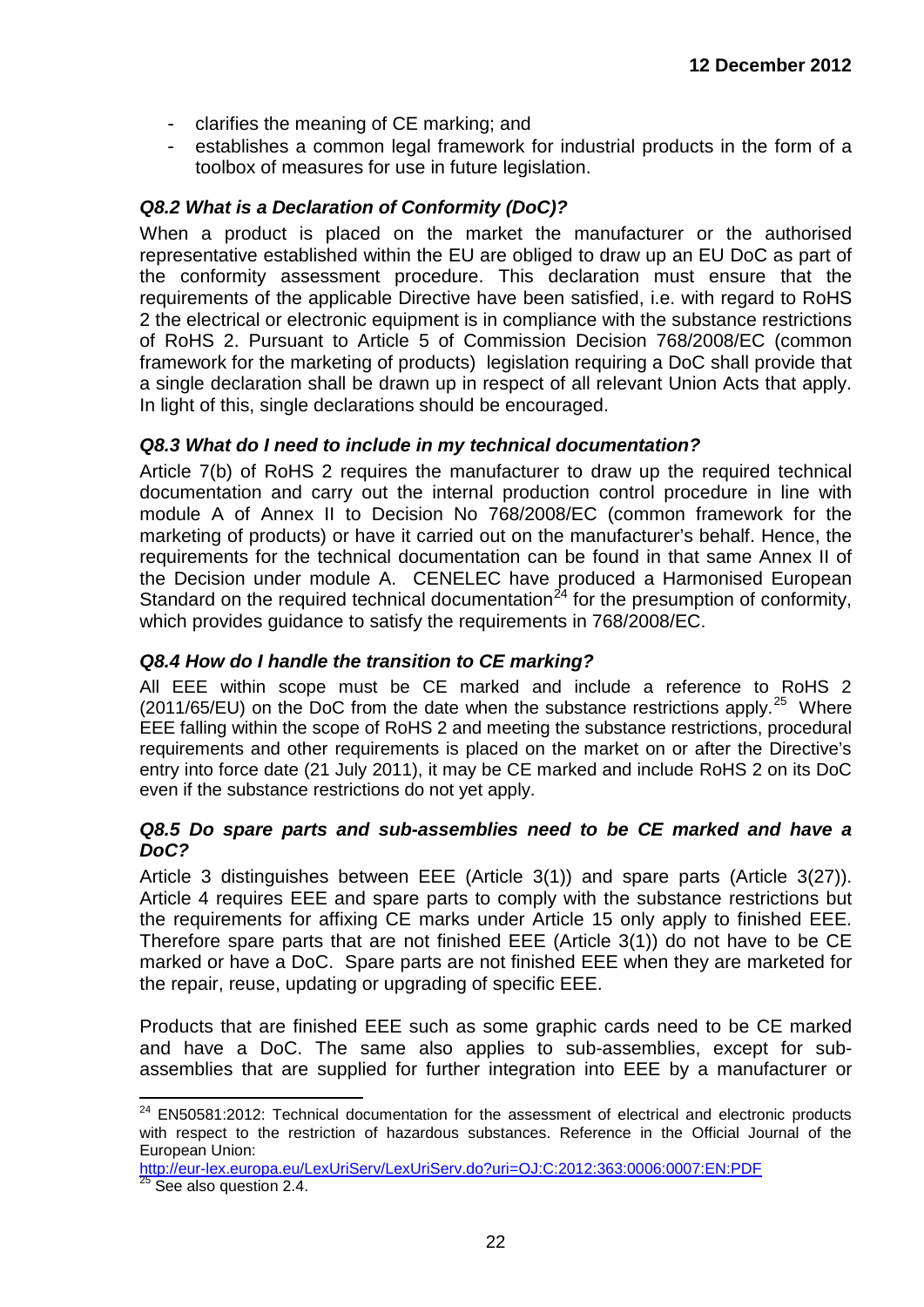- clarifies the meaning of CE marking; and
- establishes a common legal framework for industrial products in the form of a toolbox of measures for use in future legislation.

### *Q8.2 What is a Declaration of Conformity (DoC)?*

When a product is placed on the market the manufacturer or the authorised representative established within the EU are obliged to draw up an EU DoC as part of the conformity assessment procedure. This declaration must ensure that the requirements of the applicable Directive have been satisfied, i.e. with regard to RoHS 2 the electrical or electronic equipment is in compliance with the substance restrictions of RoHS 2. Pursuant to Article 5 of Commission Decision 768/2008/EC (common framework for the marketing of products) legislation requiring a DoC shall provide that a single declaration shall be drawn up in respect of all relevant Union Acts that apply. In light of this, single declarations should be encouraged.

### *Q8.3 What do I need to include in my technical documentation?*

Article 7(b) of RoHS 2 requires the manufacturer to draw up the required technical documentation and carry out the internal production control procedure in line with module A of Annex II to Decision No 768/2008/EC (common framework for the marketing of products) or have it carried out on the manufacturer's behalf. Hence, the requirements for the technical documentation can be found in that same Annex II of the Decision under module A. CENELEC have produced a Harmonised European Standard on the required technical documentation[24] for the presumption of conformity, which provides guidance to satisfy the requirements in 768/2008/EC.

### *Q8.4 How do I handle the transition to CE marking?*

All EEE within scope must be CE marked and include a reference to RoHS 2 (2011/65/EU) on the DoC from the date when the substance restrictions apply.[25] Where EEE falling within the scope of RoHS 2 and meeting the substance restrictions, procedural requirements and other requirements is placed on the market on or after the Directive's entry into force date (21 July 2011), it may be CE marked and include RoHS 2 on its DoC even if the substance restrictions do not yet apply.

### *Q8.5 Do spare parts and sub-assemblies need to be CE marked and have a DoC?*

Article 3 distinguishes between EEE (Article 3(1)) and spare parts (Article 3(27)). Article 4 requires EEE and spare parts to comply with the substance restrictions but the requirements for affixing CE marks under Article 15 only apply to finished EEE. Therefore spare parts that are not finished EEE (Article 3(1)) do not have to be CE marked or have a DoC. Spare parts are not finished EEE when they are marketed for the repair, reuse, updating or upgrading of specific EEE.

Products that are finished EEE such as some graphic cards need to be CE marked and have a DoC. The same also applies to sub-assemblies, except for sub-assemblies that are supplied for further integration into EEE by a manufacturer or

---

[24] EN50581:2012: Technical documentation for the assessment of electrical and electronic products with respect to the restriction of hazardous substances. Reference in the Official Journal of the European Union: http://eur-lex.europa.eu/LexUriServ/LexUriServ.do?uri=OJ:C:2012:363:0006:0007:EN:PDF

[25] See also question 2.4.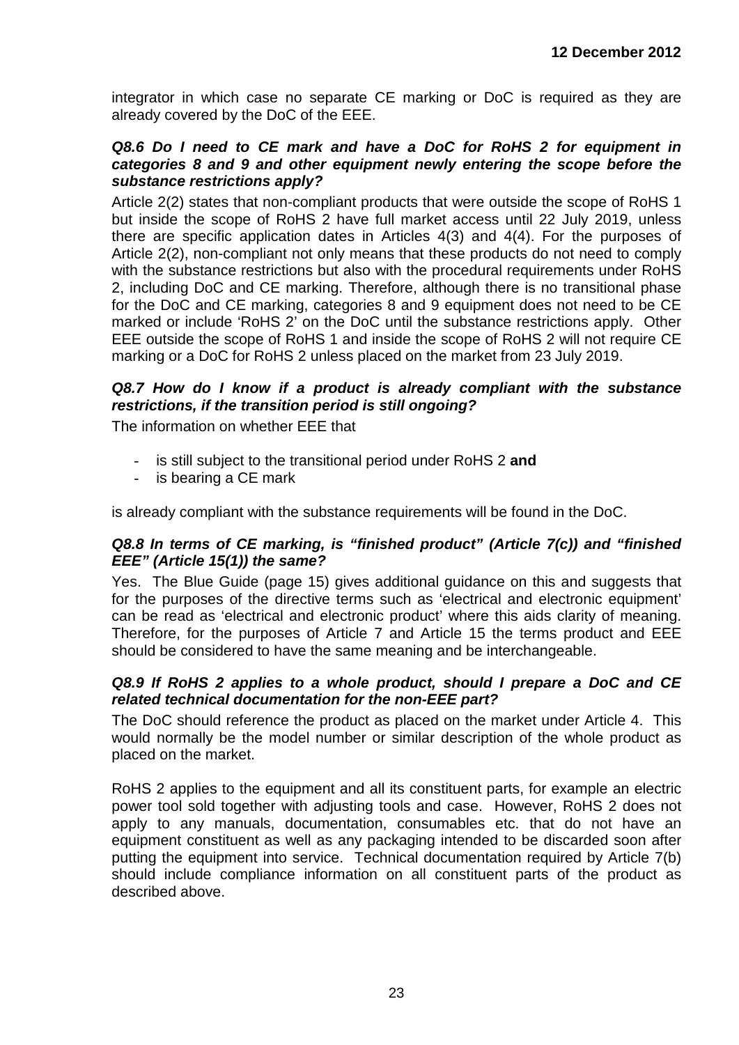integrator in which case no separate CE marking or DoC is required as they are already covered by the DoC of the EEE.

***Q8.6 Do I need to CE mark and have a DoC for RoHS 2 for equipment in categories 8 and 9 and other equipment newly entering the scope before the substance restrictions apply?***

Article 2(2) states that non-compliant products that were outside the scope of RoHS 1 but inside the scope of RoHS 2 have full market access until 22 July 2019, unless there are specific application dates in Articles 4(3) and 4(4). For the purposes of Article 2(2), non-compliant not only means that these products do not need to comply with the substance restrictions but also with the procedural requirements under RoHS 2, including DoC and CE marking. Therefore, although there is no transitional phase for the DoC and CE marking, categories 8 and 9 equipment does not need to be CE marked or include 'RoHS 2' on the DoC until the substance restrictions apply. Other EEE outside the scope of RoHS 1 and inside the scope of RoHS 2 will not require CE marking or a DoC for RoHS 2 unless placed on the market from 23 July 2019.

***Q8.7 How do I know if a product is already compliant with the substance restrictions, if the transition period is still ongoing?***

The information on whether EEE that

- is still subject to the transitional period under RoHS 2 **and**
- is bearing a CE mark

is already compliant with the substance requirements will be found in the DoC.

***Q8.8 In terms of CE marking, is "finished product" (Article 7(c)) and "finished EEE" (Article 15(1)) the same?***

Yes. The Blue Guide (page 15) gives additional guidance on this and suggests that for the purposes of the directive terms such as 'electrical and electronic equipment' can be read as 'electrical and electronic product' where this aids clarity of meaning. Therefore, for the purposes of Article 7 and Article 15 the terms product and EEE should be considered to have the same meaning and be interchangeable.

***Q8.9 If RoHS 2 applies to a whole product, should I prepare a DoC and CE related technical documentation for the non-EEE part?***

The DoC should reference the product as placed on the market under Article 4. This would normally be the model number or similar description of the whole product as placed on the market.

RoHS 2 applies to the equipment and all its constituent parts, for example an electric power tool sold together with adjusting tools and case. However, RoHS 2 does not apply to any manuals, documentation, consumables etc. that do not have an equipment constituent as well as any packaging intended to be discarded soon after putting the equipment into service. Technical documentation required by Article 7(b) should include compliance information on all constituent parts of the product as described above.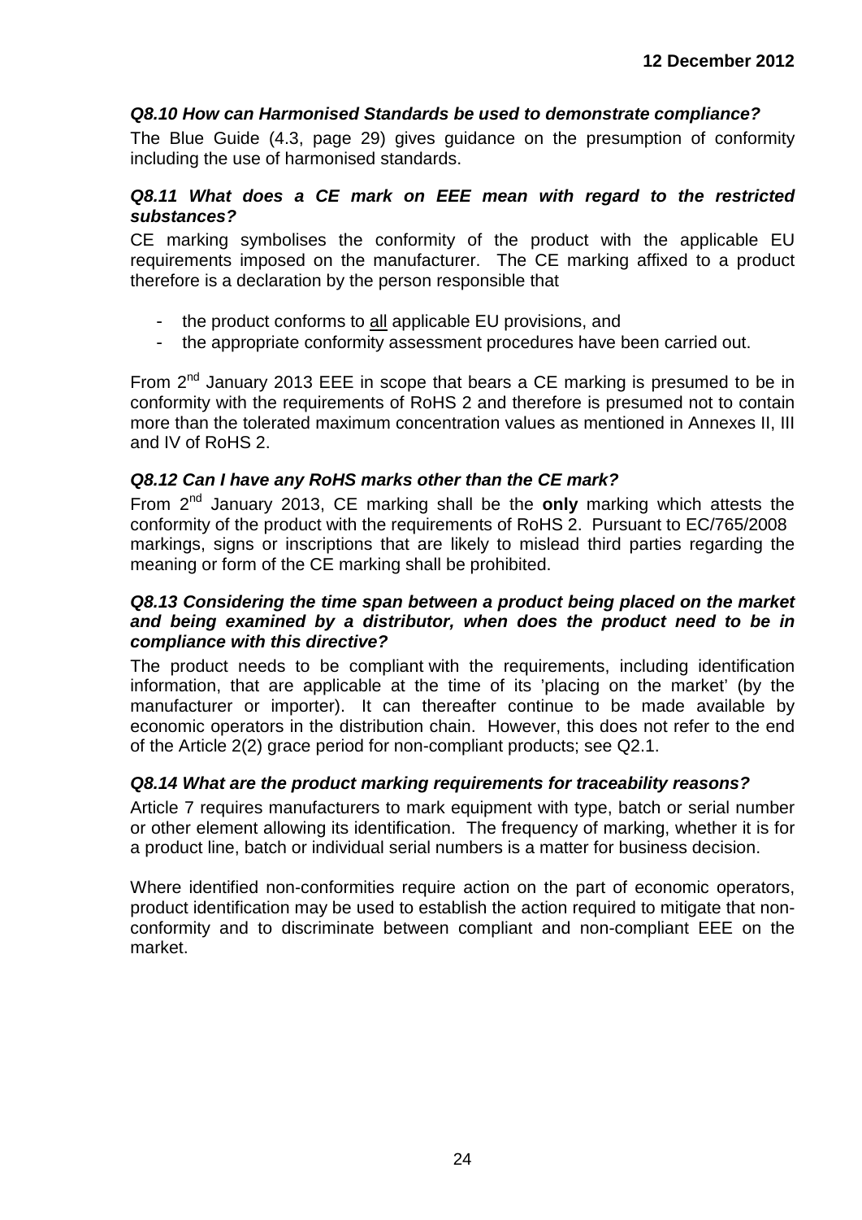### *Q8.10 How can Harmonised Standards be used to demonstrate compliance?*

The Blue Guide (4.3, page 29) gives guidance on the presumption of conformity including the use of harmonised standards.

### *Q8.11 What does a CE mark on EEE mean with regard to the restricted substances?*

CE marking symbolises the conformity of the product with the applicable EU requirements imposed on the manufacturer. The CE marking affixed to a product therefore is a declaration by the person responsible that

- the product conforms to <u>all</u> applicable EU provisions, and
- the appropriate conformity assessment procedures have been carried out.

From 2nd January 2013 EEE in scope that bears a CE marking is presumed to be in conformity with the requirements of RoHS 2 and therefore is presumed not to contain more than the tolerated maximum concentration values as mentioned in Annexes II, III and IV of RoHS 2.

### *Q8.12 Can I have any RoHS marks other than the CE mark?*

From 2nd January 2013, CE marking shall be the **only** marking which attests the conformity of the product with the requirements of RoHS 2. Pursuant to EC/765/2008 markings, signs or inscriptions that are likely to mislead third parties regarding the meaning or form of the CE marking shall be prohibited.

### *Q8.13 Considering the time span between a product being placed on the market and being examined by a distributor, when does the product need to be in compliance with this directive?*

The product needs to be compliant with the requirements, including identification information, that are applicable at the time of its 'placing on the market' (by the manufacturer or importer). It can thereafter continue to be made available by economic operators in the distribution chain. However, this does not refer to the end of the Article 2(2) grace period for non-compliant products; see Q2.1.

### *Q8.14 What are the product marking requirements for traceability reasons?*

Article 7 requires manufacturers to mark equipment with type, batch or serial number or other element allowing its identification. The frequency of marking, whether it is for a product line, batch or individual serial numbers is a matter for business decision.

Where identified non-conformities require action on the part of economic operators, product identification may be used to establish the action required to mitigate that non-conformity and to discriminate between compliant and non-compliant EEE on the market.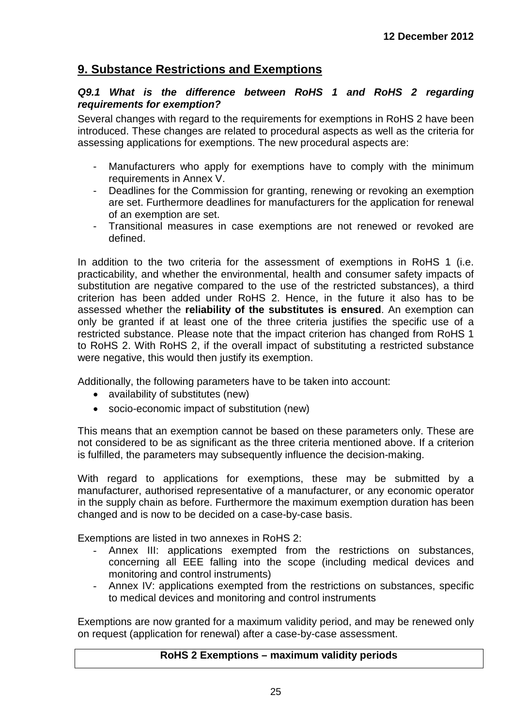## 9. Substance Restrictions and Exemptions

***Q9.1 What is the difference between RoHS 1 and RoHS 2 regarding requirements for exemption?***

Several changes with regard to the requirements for exemptions in RoHS 2 have been introduced. These changes are related to procedural aspects as well as the criteria for assessing applications for exemptions. The new procedural aspects are:

- Manufacturers who apply for exemptions have to comply with the minimum requirements in Annex V.
- Deadlines for the Commission for granting, renewing or revoking an exemption are set. Furthermore deadlines for manufacturers for the application for renewal of an exemption are set.
- Transitional measures in case exemptions are not renewed or revoked are defined.

In addition to the two criteria for the assessment of exemptions in RoHS 1 (i.e. practicability, and whether the environmental, health and consumer safety impacts of substitution are negative compared to the use of the restricted substances), a third criterion has been added under RoHS 2. Hence, in the future it also has to be assessed whether the **reliability of the substitutes is ensured**. An exemption can only be granted if at least one of the three criteria justifies the specific use of a restricted substance. Please note that the impact criterion has changed from RoHS 1 to RoHS 2. With RoHS 2, if the overall impact of substituting a restricted substance were negative, this would then justify its exemption.

Additionally, the following parameters have to be taken into account:

- availability of substitutes (new)
- socio-economic impact of substitution (new)

This means that an exemption cannot be based on these parameters only. These are not considered to be as significant as the three criteria mentioned above. If a criterion is fulfilled, the parameters may subsequently influence the decision-making.

With regard to applications for exemptions, these may be submitted by a manufacturer, authorised representative of a manufacturer, or any economic operator in the supply chain as before. Furthermore the maximum exemption duration has been changed and is now to be decided on a case-by-case basis.

Exemptions are listed in two annexes in RoHS 2:

- Annex III: applications exempted from the restrictions on substances, concerning all EEE falling into the scope (including medical devices and monitoring and control instruments)
- Annex IV: applications exempted from the restrictions on substances, specific to medical devices and monitoring and control instruments

Exemptions are now granted for a maximum validity period, and may be renewed only on request (application for renewal) after a case-by-case assessment.

| **RoHS 2 Exemptions – maximum validity periods** |
|---|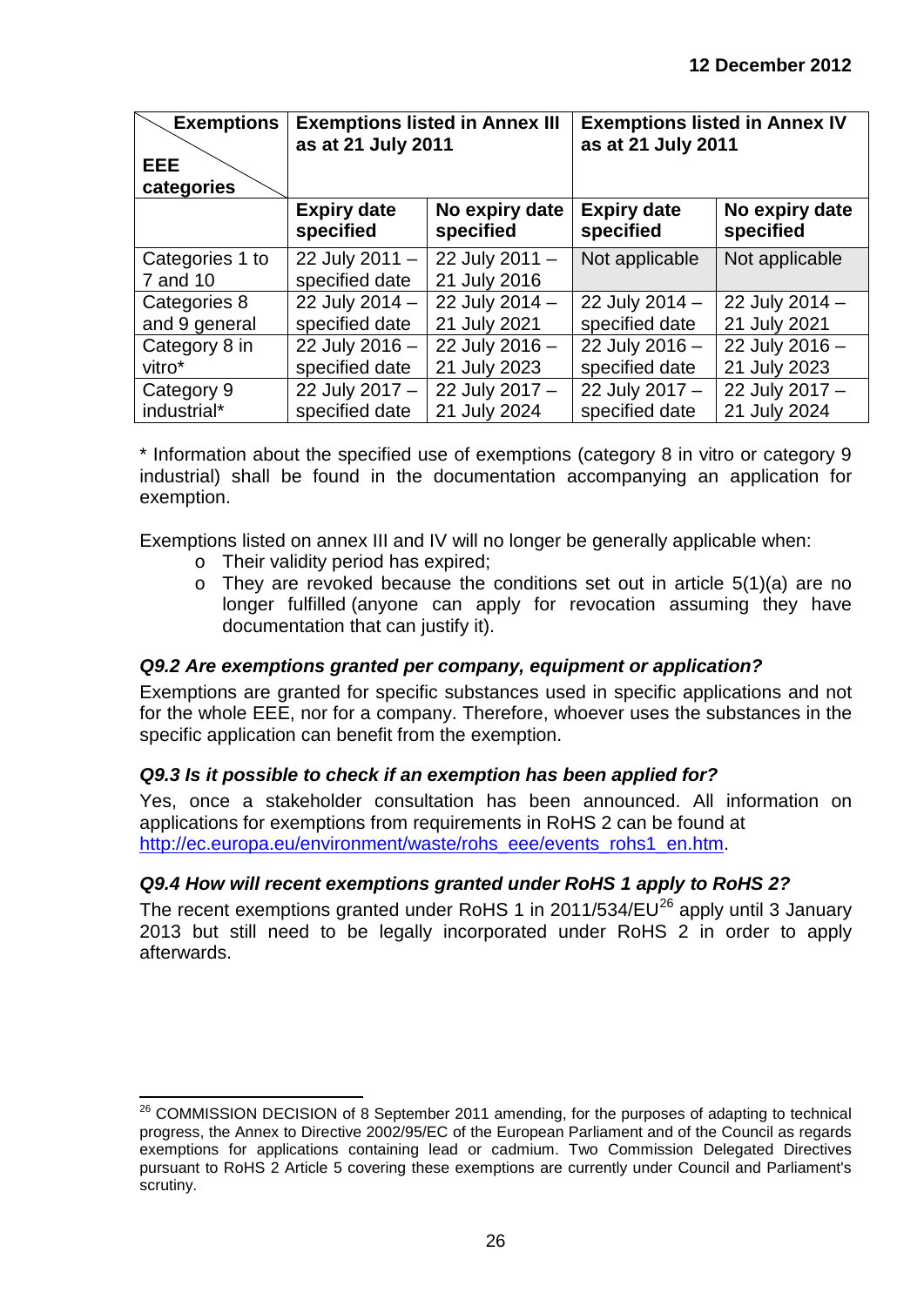| Exemptions / EEE categories | Exemptions listed in Annex III as at 21 July 2011 | | Exemptions listed in Annex IV as at 21 July 2011 | |
|---|---|---|---|---|
| | **Expiry date specified** | **No expiry date specified** | **Expiry date specified** | **No expiry date specified** |
| Categories 1 to 7 and 10 | 22 July 2011 – specified date | 22 July 2011 – 21 July 2016 | Not applicable | Not applicable |
| Categories 8 and 9 general | 22 July 2014 – specified date | 22 July 2014 – 21 July 2021 | 22 July 2014 – specified date | 22 July 2014 – 21 July 2021 |
| Category 8 in vitro* | 22 July 2016 – specified date | 22 July 2016 – 21 July 2023 | 22 July 2016 – specified date | 22 July 2016 – 21 July 2023 |
| Category 9 industrial* | 22 July 2017 – specified date | 22 July 2017 – 21 July 2024 | 22 July 2017 – specified date | 22 July 2017 – 21 July 2024 |

* Information about the specified use of exemptions (category 8 in vitro or category 9 industrial) shall be found in the documentation accompanying an application for exemption.

Exemptions listed on annex III and IV will no longer be generally applicable when:

- Their validity period has expired;
- They are revoked because the conditions set out in article 5(1)(a) are no longer fulfilled (anyone can apply for revocation assuming they have documentation that can justify it).

### *Q9.2 Are exemptions granted per company, equipment or application?*

Exemptions are granted for specific substances used in specific applications and not for the whole EEE, nor for a company. Therefore, whoever uses the substances in the specific application can benefit from the exemption.

### *Q9.3 Is it possible to check if an exemption has been applied for?*

Yes, once a stakeholder consultation has been announced. All information on applications for exemptions from requirements in RoHS 2 can be found at http://ec.europa.eu/environment/waste/rohs_eee/events_rohs1_en.htm.

### *Q9.4 How will recent exemptions granted under RoHS 1 apply to RoHS 2?*

The recent exemptions granted under RoHS 1 in 2011/534/EU[26] apply until 3 January 2013 but still need to be legally incorporated under RoHS 2 in order to apply afterwards.

---

[26] COMMISSION DECISION of 8 September 2011 amending, for the purposes of adapting to technical progress, the Annex to Directive 2002/95/EC of the European Parliament and of the Council as regards exemptions for applications containing lead or cadmium. Two Commission Delegated Directives pursuant to RoHS 2 Article 5 covering these exemptions are currently under Council and Parliament's scrutiny.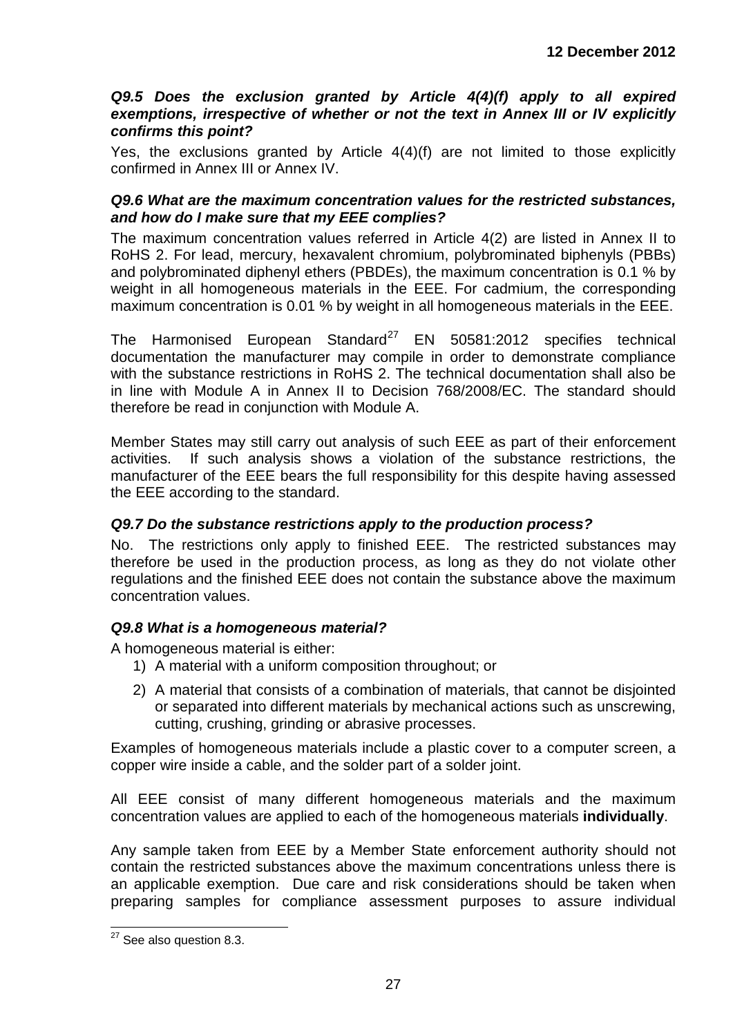***Q9.5 Does the exclusion granted by Article 4(4)(f) apply to all expired exemptions, irrespective of whether or not the text in Annex III or IV explicitly confirms this point?***

Yes, the exclusions granted by Article 4(4)(f) are not limited to those explicitly confirmed in Annex III or Annex IV.

***Q9.6 What are the maximum concentration values for the restricted substances, and how do I make sure that my EEE complies?***

The maximum concentration values referred in Article 4(2) are listed in Annex II to RoHS 2. For lead, mercury, hexavalent chromium, polybrominated biphenyls (PBBs) and polybrominated diphenyl ethers (PBDEs), the maximum concentration is 0.1 % by weight in all homogeneous materials in the EEE. For cadmium, the corresponding maximum concentration is 0.01 % by weight in all homogeneous materials in the EEE.

The Harmonised European Standard[27] EN 50581:2012 specifies technical documentation the manufacturer may compile in order to demonstrate compliance with the substance restrictions in RoHS 2. The technical documentation shall also be in line with Module A in Annex II to Decision 768/2008/EC. The standard should therefore be read in conjunction with Module A.

Member States may still carry out analysis of such EEE as part of their enforcement activities. If such analysis shows a violation of the substance restrictions, the manufacturer of the EEE bears the full responsibility for this despite having assessed the EEE according to the standard.

***Q9.7 Do the substance restrictions apply to the production process?***

No. The restrictions only apply to finished EEE. The restricted substances may therefore be used in the production process, as long as they do not violate other regulations and the finished EEE does not contain the substance above the maximum concentration values.

***Q9.8 What is a homogeneous material?***

A homogeneous material is either:

1) A material with a uniform composition throughout; or
2) A material that consists of a combination of materials, that cannot be disjointed or separated into different materials by mechanical actions such as unscrewing, cutting, crushing, grinding or abrasive processes.

Examples of homogeneous materials include a plastic cover to a computer screen, a copper wire inside a cable, and the solder part of a solder joint.

All EEE consist of many different homogeneous materials and the maximum concentration values are applied to each of the homogeneous materials **individually**.

Any sample taken from EEE by a Member State enforcement authority should not contain the restricted substances above the maximum concentrations unless there is an applicable exemption. Due care and risk considerations should be taken when preparing samples for compliance assessment purposes to assure individual

[27] See also question 8.3.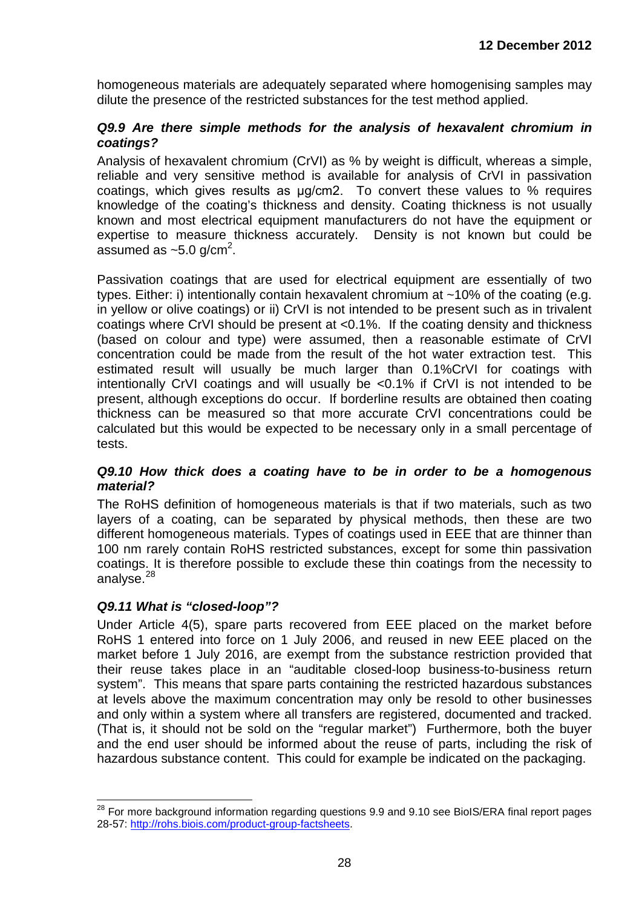homogeneous materials are adequately separated where homogenising samples may dilute the presence of the restricted substances for the test method applied.

### *Q9.9 Are there simple methods for the analysis of hexavalent chromium in coatings?*

Analysis of hexavalent chromium (CrVI) as % by weight is difficult, whereas a simple, reliable and very sensitive method is available for analysis of CrVI in passivation coatings, which gives results as µg/cm2. To convert these values to % requires knowledge of the coating's thickness and density. Coating thickness is not usually known and most electrical equipment manufacturers do not have the equipment or expertise to measure thickness accurately. Density is not known but could be assumed as ~5.0 g/cm$^2$.

Passivation coatings that are used for electrical equipment are essentially of two types. Either: i) intentionally contain hexavalent chromium at ~10% of the coating (e.g. in yellow or olive coatings) or ii) CrVI is not intended to be present such as in trivalent coatings where CrVI should be present at <0.1%. If the coating density and thickness (based on colour and type) were assumed, then a reasonable estimate of CrVI concentration could be made from the result of the hot water extraction test. This estimated result will usually be much larger than 0.1%CrVI for coatings with intentionally CrVI coatings and will usually be <0.1% if CrVI is not intended to be present, although exceptions do occur. If borderline results are obtained then coating thickness can be measured so that more accurate CrVI concentrations could be calculated but this would be expected to be necessary only in a small percentage of tests.

### *Q9.10 How thick does a coating have to be in order to be a homogenous material?*

The RoHS definition of homogeneous materials is that if two materials, such as two layers of a coating, can be separated by physical methods, then these are two different homogeneous materials. Types of coatings used in EEE that are thinner than 100 nm rarely contain RoHS restricted substances, except for some thin passivation coatings. It is therefore possible to exclude these thin coatings from the necessity to analyse.[28]

### *Q9.11 What is "closed-loop"?*

Under Article 4(5), spare parts recovered from EEE placed on the market before RoHS 1 entered into force on 1 July 2006, and reused in new EEE placed on the market before 1 July 2016, are exempt from the substance restriction provided that their reuse takes place in an "auditable closed-loop business-to-business return system". This means that spare parts containing the restricted hazardous substances at levels above the maximum concentration may only be resold to other businesses and only within a system where all transfers are registered, documented and tracked. (That is, it should not be sold on the "regular market") Furthermore, both the buyer and the end user should be informed about the reuse of parts, including the risk of hazardous substance content. This could for example be indicated on the packaging.

---

[28] For more background information regarding questions 9.9 and 9.10 see BioIS/ERA final report pages 28-57: http://rohs.biois.com/product-group-factsheets.